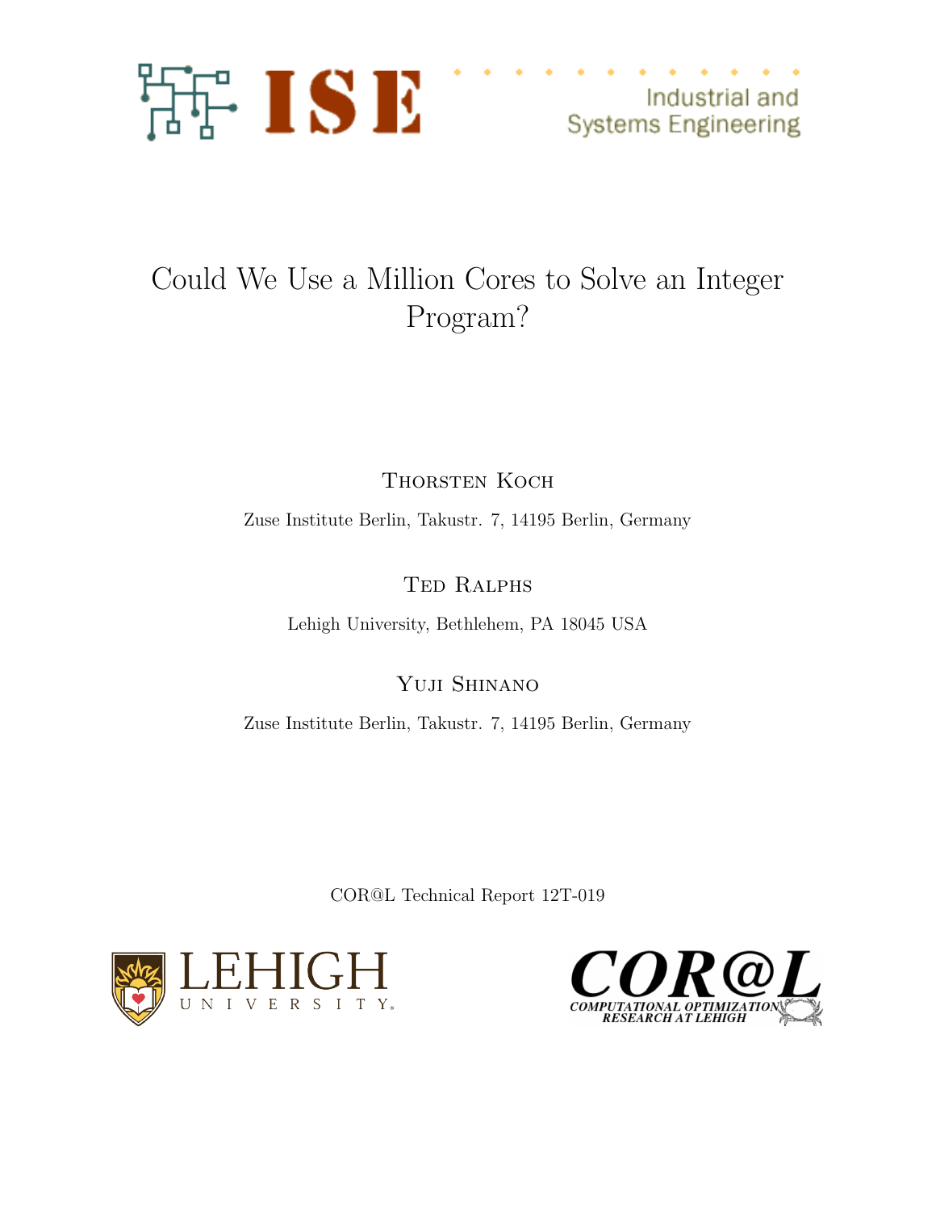# Could We Use a Million Cores to Solve an Integer Program?

Thorsten Koch

Zuse Institute Berlin, Takustr. 7, 14195 Berlin, Germany

Ted Ralphs

Lehigh University, Bethlehem, PA 18045 USA

Yuji Shinano

Zuse Institute Berlin, Takustr. 7, 14195 Berlin, Germany

COR@L Technical Report 12T-019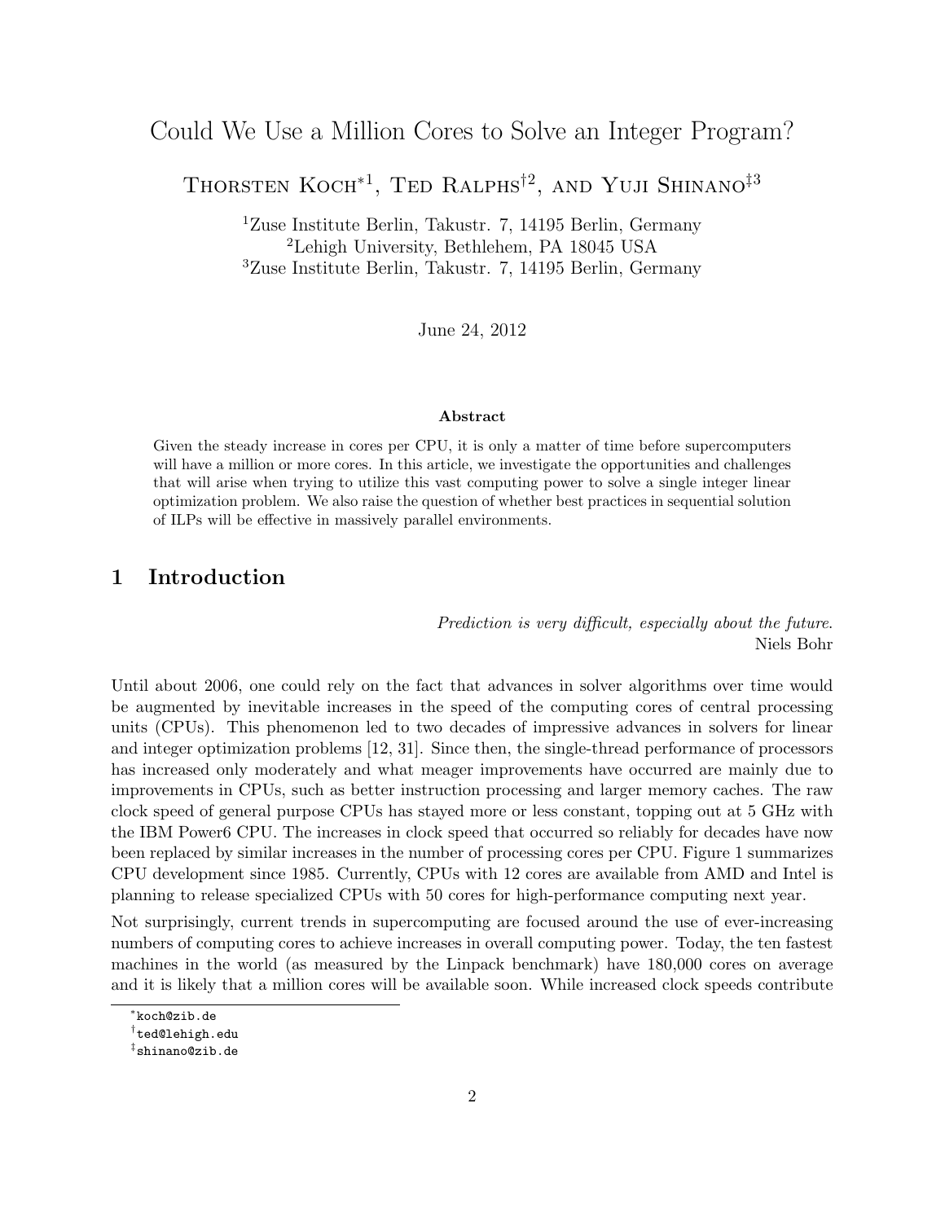# Could We Use a Million Cores to Solve an Integer Program?

Thorsten Koch*[1], Ted Ralphs†[2], and Yuji Shinano‡[3]

[1]Zuse Institute Berlin, Takustr. 7, 14195 Berlin, Germany
[2]Lehigh University, Bethlehem, PA 18045 USA
[3]Zuse Institute Berlin, Takustr. 7, 14195 Berlin, Germany

June 24, 2012

**Abstract**

Given the steady increase in cores per CPU, it is only a matter of time before supercomputers will have a million or more cores. In this article, we investigate the opportunities and challenges that will arise when trying to utilize this vast computing power to solve a single integer linear optimization problem. We also raise the question of whether best practices in sequential solution of ILPs will be effective in massively parallel environments.

## 1 Introduction

*Prediction is very difficult, especially about the future.*
Niels Bohr

Until about 2006, one could rely on the fact that advances in solver algorithms over time would be augmented by inevitable increases in the speed of the computing cores of central processing units (CPUs). This phenomenon led to two decades of impressive advances in solvers for linear and integer optimization problems [12, 31]. Since then, the single-thread performance of processors has increased only moderately and what meager improvements have occurred are mainly due to improvements in CPUs, such as better instruction processing and larger memory caches. The raw clock speed of general purpose CPUs has stayed more or less constant, topping out at 5 GHz with the IBM Power6 CPU. The increases in clock speed that occurred so reliably for decades have now been replaced by similar increases in the number of processing cores per CPU. Figure 1 summarizes CPU development since 1985. Currently, CPUs with 12 cores are available from AMD and Intel is planning to release specialized CPUs with 50 cores for high-performance computing next year.

Not surprisingly, current trends in supercomputing are focused around the use of ever-increasing numbers of computing cores to achieve increases in overall computing power. Today, the ten fastest machines in the world (as measured by the Linpack benchmark) have 180,000 cores on average and it is likely that a million cores will be available soon. While increased clock speeds contribute

*koch@zib.de
†ted@lehigh.edu
‡shinano@zib.de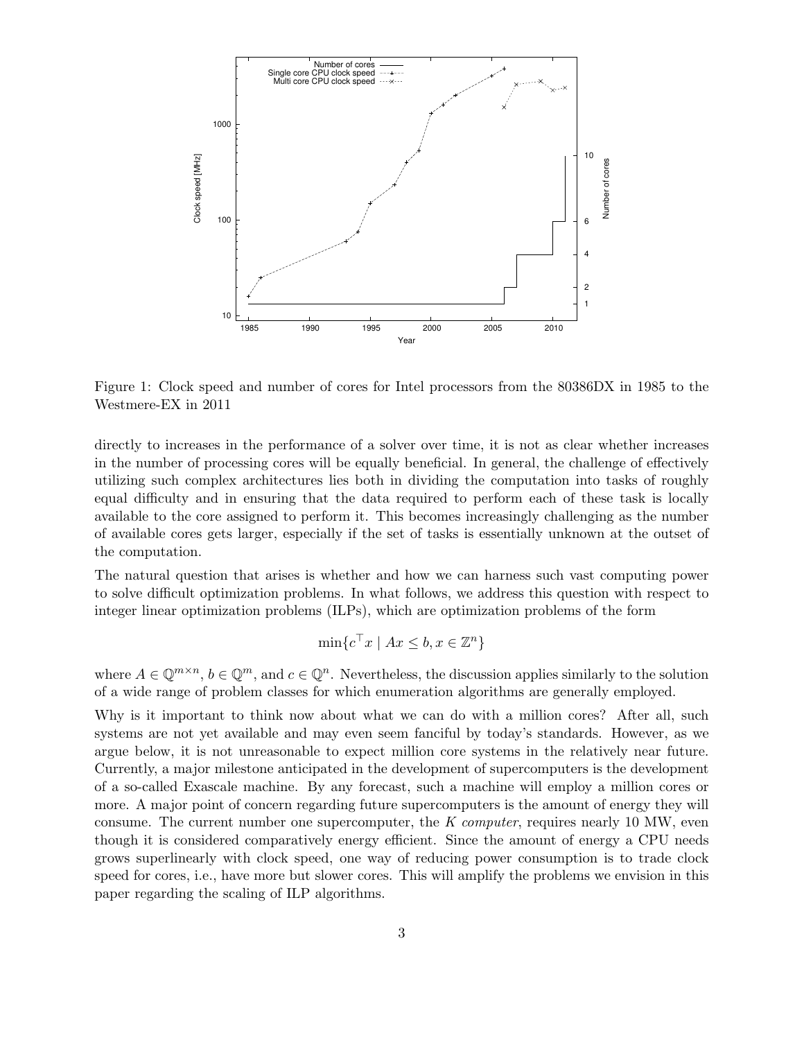Figure 1: Clock speed and number of cores for Intel processors from the 80386DX in 1985 to the Westmere-EX in 2011

directly to increases in the performance of a solver over time, it is not as clear whether increases in the number of processing cores will be equally beneficial. In general, the challenge of effectively utilizing such complex architectures lies both in dividing the computation into tasks of roughly equal difficulty and in ensuring that the data required to perform each of these task is locally available to the core assigned to perform it. This becomes increasingly challenging as the number of available cores gets larger, especially if the set of tasks is essentially unknown at the outset of the computation.

The natural question that arises is whether and how we can harness such vast computing power to solve difficult optimization problems. In what follows, we address this question with respect to integer linear optimization problems (ILPs), which are optimization problems of the form

$$\min\{c^\top x \mid Ax \leq b, x \in \mathbb{Z}^n\}$$

where $A \in \mathbb{Q}^{m \times n}$, $b \in \mathbb{Q}^m$, and $c \in \mathbb{Q}^n$. Nevertheless, the discussion applies similarly to the solution of a wide range of problem classes for which enumeration algorithms are generally employed.

Why is it important to think now about what we can do with a million cores? After all, such systems are not yet available and may even seem fanciful by today's standards. However, as we argue below, it is not unreasonable to expect million core systems in the relatively near future. Currently, a major milestone anticipated in the development of supercomputers is the development of a so-called Exascale machine. By any forecast, such a machine will employ a million cores or more. A major point of concern regarding future supercomputers is the amount of energy they will consume. The current number one supercomputer, the *K computer*, requires nearly 10 MW, even though it is considered comparatively energy efficient. Since the amount of energy a CPU needs grows superlinearly with clock speed, one way of reducing power consumption is to trade clock speed for cores, i.e., have more but slower cores. This will amplify the problems we envision in this paper regarding the scaling of ILP algorithms.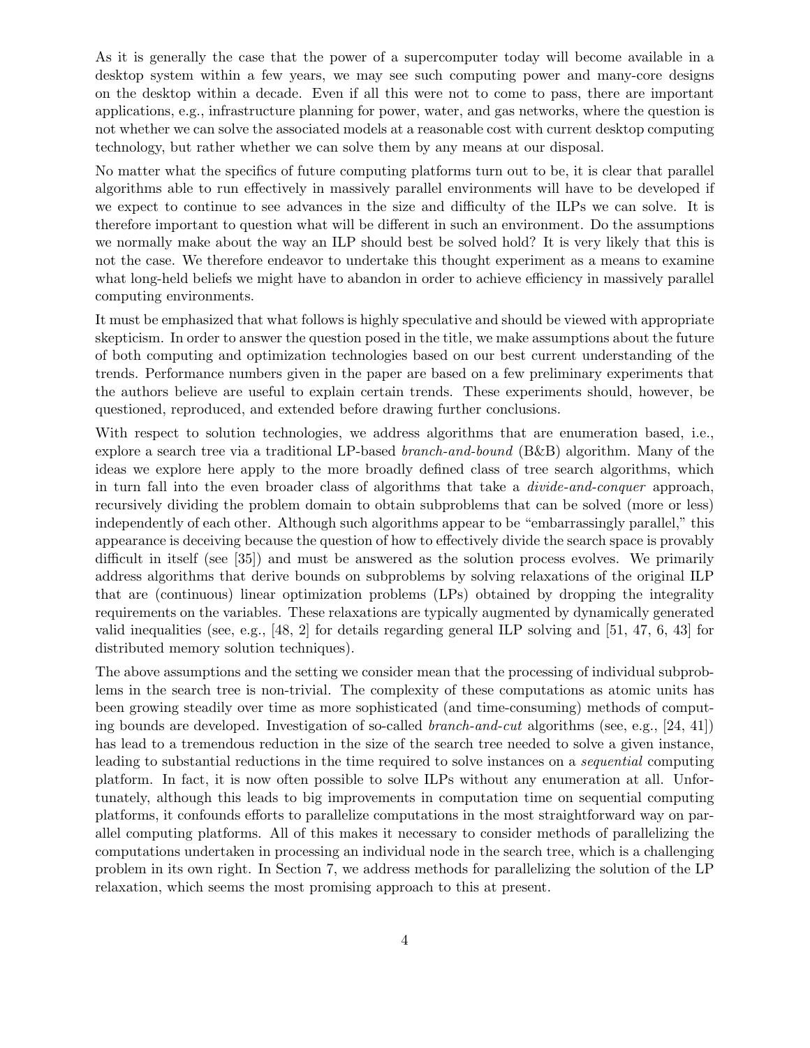As it is generally the case that the power of a supercomputer today will become available in a desktop system within a few years, we may see such computing power and many-core designs on the desktop within a decade. Even if all this were not to come to pass, there are important applications, e.g., infrastructure planning for power, water, and gas networks, where the question is not whether we can solve the associated models at a reasonable cost with current desktop computing technology, but rather whether we can solve them by any means at our disposal.

No matter what the specifics of future computing platforms turn out to be, it is clear that parallel algorithms able to run effectively in massively parallel environments will have to be developed if we expect to continue to see advances in the size and difficulty of the ILPs we can solve. It is therefore important to question what will be different in such an environment. Do the assumptions we normally make about the way an ILP should best be solved hold? It is very likely that this is not the case. We therefore endeavor to undertake this thought experiment as a means to examine what long-held beliefs we might have to abandon in order to achieve efficiency in massively parallel computing environments.

It must be emphasized that what follows is highly speculative and should be viewed with appropriate skepticism. In order to answer the question posed in the title, we make assumptions about the future of both computing and optimization technologies based on our best current understanding of the trends. Performance numbers given in the paper are based on a few preliminary experiments that the authors believe are useful to explain certain trends. These experiments should, however, be questioned, reproduced, and extended before drawing further conclusions.

With respect to solution technologies, we address algorithms that are enumeration based, i.e., explore a search tree via a traditional LP-based *branch-and-bound* (B&B) algorithm. Many of the ideas we explore here apply to the more broadly defined class of tree search algorithms, which in turn fall into the even broader class of algorithms that take a *divide-and-conquer* approach, recursively dividing the problem domain to obtain subproblems that can be solved (more or less) independently of each other. Although such algorithms appear to be "embarrassingly parallel," this appearance is deceiving because the question of how to effectively divide the search space is provably difficult in itself (see [35]) and must be answered as the solution process evolves. We primarily address algorithms that derive bounds on subproblems by solving relaxations of the original ILP that are (continuous) linear optimization problems (LPs) obtained by dropping the integrality requirements on the variables. These relaxations are typically augmented by dynamically generated valid inequalities (see, e.g., [48, 2] for details regarding general ILP solving and [51, 47, 6, 43] for distributed memory solution techniques).

The above assumptions and the setting we consider mean that the processing of individual subproblems in the search tree is non-trivial. The complexity of these computations as atomic units has been growing steadily over time as more sophisticated (and time-consuming) methods of computing bounds are developed. Investigation of so-called *branch-and-cut* algorithms (see, e.g., [24, 41]) has lead to a tremendous reduction in the size of the search tree needed to solve a given instance, leading to substantial reductions in the time required to solve instances on a *sequential* computing platform. In fact, it is now often possible to solve ILPs without any enumeration at all. Unfortunately, although this leads to big improvements in computation time on sequential computing platforms, it confounds efforts to parallelize computations in the most straightforward way on parallel computing platforms. All of this makes it necessary to consider methods of parallelizing the computations undertaken in processing an individual node in the search tree, which is a challenging problem in its own right. In Section 7, we address methods for parallelizing the solution of the LP relaxation, which seems the most promising approach to this at present.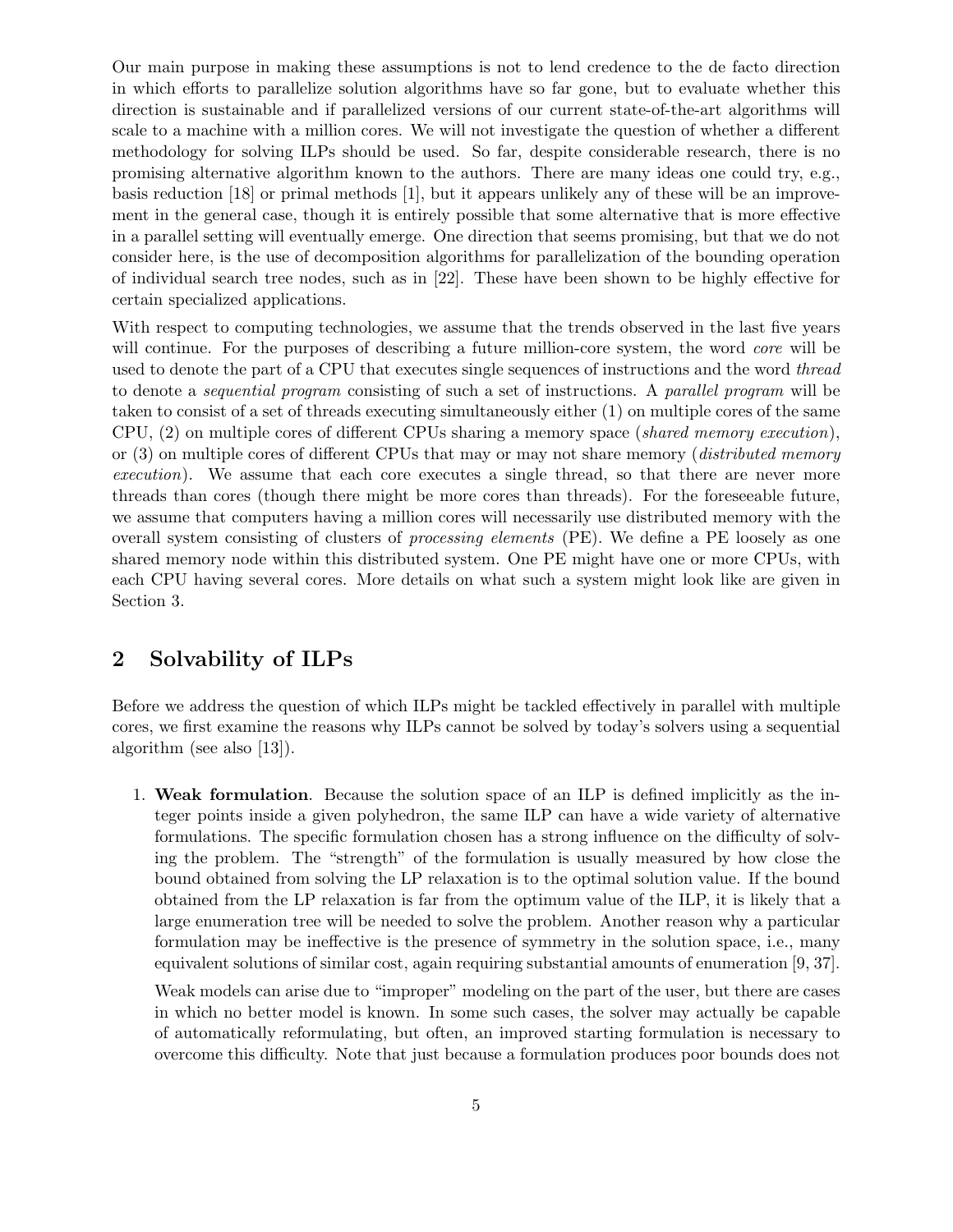Our main purpose in making these assumptions is not to lend credence to the de facto direction in which efforts to parallelize solution algorithms have so far gone, but to evaluate whether this direction is sustainable and if parallelized versions of our current state-of-the-art algorithms will scale to a machine with a million cores. We will not investigate the question of whether a different methodology for solving ILPs should be used. So far, despite considerable research, there is no promising alternative algorithm known to the authors. There are many ideas one could try, e.g., basis reduction [18] or primal methods [1], but it appears unlikely any of these will be an improvement in the general case, though it is entirely possible that some alternative that is more effective in a parallel setting will eventually emerge. One direction that seems promising, but that we do not consider here, is the use of decomposition algorithms for parallelization of the bounding operation of individual search tree nodes, such as in [22]. These have been shown to be highly effective for certain specialized applications.

With respect to computing technologies, we assume that the trends observed in the last five years will continue. For the purposes of describing a future million-core system, the word *core* will be used to denote the part of a CPU that executes single sequences of instructions and the word *thread* to denote a *sequential program* consisting of such a set of instructions. A *parallel program* will be taken to consist of a set of threads executing simultaneously either (1) on multiple cores of the same CPU, (2) on multiple cores of different CPUs sharing a memory space (*shared memory execution*), or (3) on multiple cores of different CPUs that may or may not share memory (*distributed memory execution*). We assume that each core executes a single thread, so that there are never more threads than cores (though there might be more cores than threads). For the foreseeable future, we assume that computers having a million cores will necessarily use distributed memory with the overall system consisting of clusters of *processing elements* (PE). We define a PE loosely as one shared memory node within this distributed system. One PE might have one or more CPUs, with each CPU having several cores. More details on what such a system might look like are given in Section 3.

## 2 Solvability of ILPs

Before we address the question of which ILPs might be tackled effectively in parallel with multiple cores, we first examine the reasons why ILPs cannot be solved by today's solvers using a sequential algorithm (see also [13]).

1. **Weak formulation**. Because the solution space of an ILP is defined implicitly as the integer points inside a given polyhedron, the same ILP can have a wide variety of alternative formulations. The specific formulation chosen has a strong influence on the difficulty of solving the problem. The "strength" of the formulation is usually measured by how close the bound obtained from solving the LP relaxation is to the optimal solution value. If the bound obtained from the LP relaxation is far from the optimum value of the ILP, it is likely that a large enumeration tree will be needed to solve the problem. Another reason why a particular formulation may be ineffective is the presence of symmetry in the solution space, i.e., many equivalent solutions of similar cost, again requiring substantial amounts of enumeration [9, 37].

   Weak models can arise due to "improper" modeling on the part of the user, but there are cases in which no better model is known. In some such cases, the solver may actually be capable of automatically reformulating, but often, an improved starting formulation is necessary to overcome this difficulty. Note that just because a formulation produces poor bounds does not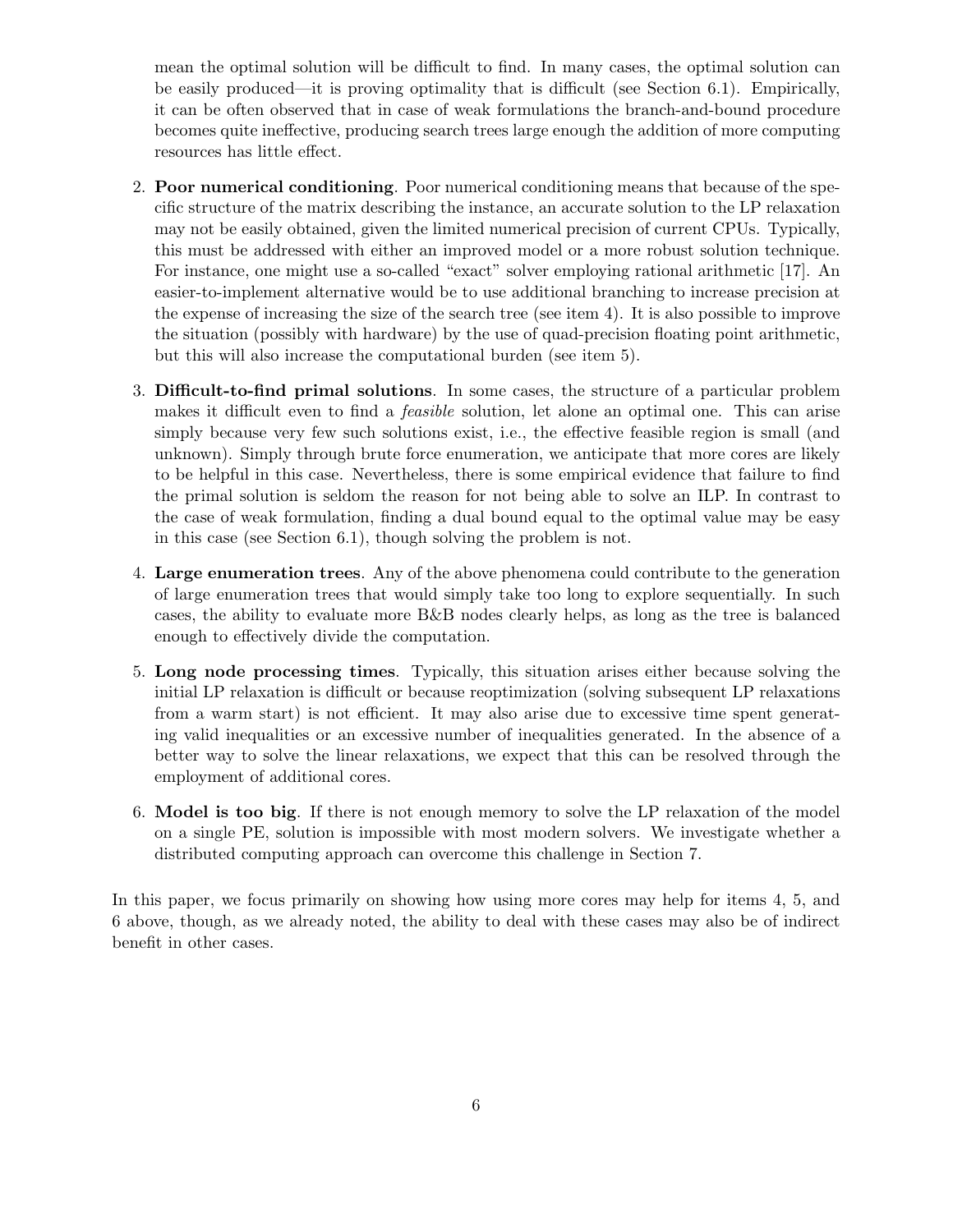mean the optimal solution will be difficult to find. In many cases, the optimal solution can be easily produced—it is proving optimality that is difficult (see Section 6.1). Empirically, it can be often observed that in case of weak formulations the branch-and-bound procedure becomes quite ineffective, producing search trees large enough the addition of more computing resources has little effect.

2. **Poor numerical conditioning**. Poor numerical conditioning means that because of the specific structure of the matrix describing the instance, an accurate solution to the LP relaxation may not be easily obtained, given the limited numerical precision of current CPUs. Typically, this must be addressed with either an improved model or a more robust solution technique. For instance, one might use a so-called "exact" solver employing rational arithmetic [17]. An easier-to-implement alternative would be to use additional branching to increase precision at the expense of increasing the size of the search tree (see item 4). It is also possible to improve the situation (possibly with hardware) by the use of quad-precision floating point arithmetic, but this will also increase the computational burden (see item 5).

3. **Difficult-to-find primal solutions**. In some cases, the structure of a particular problem makes it difficult even to find a *feasible* solution, let alone an optimal one. This can arise simply because very few such solutions exist, i.e., the effective feasible region is small (and unknown). Simply through brute force enumeration, we anticipate that more cores are likely to be helpful in this case. Nevertheless, there is some empirical evidence that failure to find the primal solution is seldom the reason for not being able to solve an ILP. In contrast to the case of weak formulation, finding a dual bound equal to the optimal value may be easy in this case (see Section 6.1), though solving the problem is not.

4. **Large enumeration trees**. Any of the above phenomena could contribute to the generation of large enumeration trees that would simply take too long to explore sequentially. In such cases, the ability to evaluate more B&B nodes clearly helps, as long as the tree is balanced enough to effectively divide the computation.

5. **Long node processing times**. Typically, this situation arises either because solving the initial LP relaxation is difficult or because reoptimization (solving subsequent LP relaxations from a warm start) is not efficient. It may also arise due to excessive time spent generating valid inequalities or an excessive number of inequalities generated. In the absence of a better way to solve the linear relaxations, we expect that this can be resolved through the employment of additional cores.

6. **Model is too big**. If there is not enough memory to solve the LP relaxation of the model on a single PE, solution is impossible with most modern solvers. We investigate whether a distributed computing approach can overcome this challenge in Section 7.

In this paper, we focus primarily on showing how using more cores may help for items 4, 5, and 6 above, though, as we already noted, the ability to deal with these cases may also be of indirect benefit in other cases.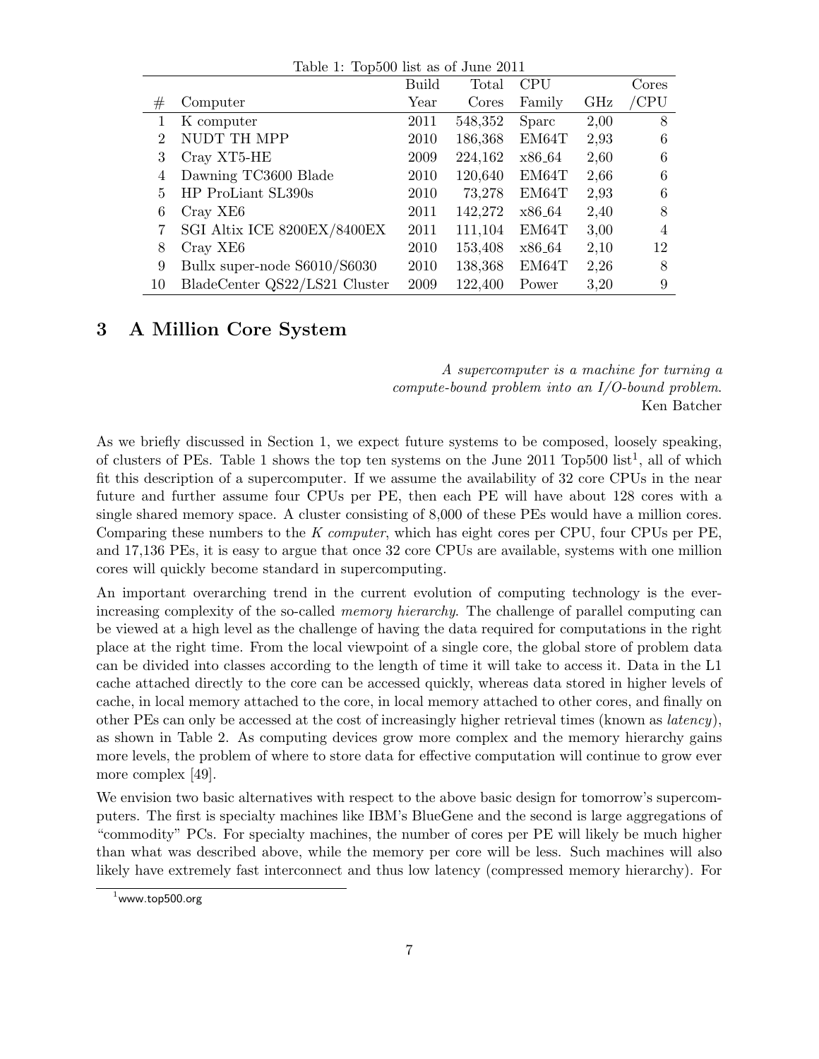Table 1: Top500 list as of June 2011

| # | Computer | Build Year | Total Cores | CPU Family | GHz | Cores /CPU |
|---|---|---|---|---|---|---|
| 1 | K computer | 2011 | 548,352 | Sparc | 2,00 | 8 |
| 2 | NUDT TH MPP | 2010 | 186,368 | EM64T | 2,93 | 6 |
| 3 | Cray XT5-HE | 2009 | 224,162 | x86_64 | 2,60 | 6 |
| 4 | Dawning TC3600 Blade | 2010 | 120,640 | EM64T | 2,66 | 6 |
| 5 | HP ProLiant SL390s | 2010 | 73,278 | EM64T | 2,93 | 6 |
| 6 | Cray XE6 | 2011 | 142,272 | x86_64 | 2,40 | 8 |
| 7 | SGI Altix ICE 8200EX/8400EX | 2011 | 111,104 | EM64T | 3,00 | 4 |
| 8 | Cray XE6 | 2010 | 153,408 | x86_64 | 2,10 | 12 |
| 9 | Bullx super-node S6010/S6030 | 2010 | 138,368 | EM64T | 2,26 | 8 |
| 10 | BladeCenter QS22/LS21 Cluster | 2009 | 122,400 | Power | 3,20 | 9 |

## 3 A Million Core System

*A supercomputer is a machine for turning a compute-bound problem into an I/O-bound problem.*
Ken Batcher

As we briefly discussed in Section 1, we expect future systems to be composed, loosely speaking, of clusters of PEs. Table 1 shows the top ten systems on the June 2011 Top500 list[1], all of which fit this description of a supercomputer. If we assume the availability of 32 core CPUs in the near future and further assume four CPUs per PE, then each PE will have about 128 cores with a single shared memory space. A cluster consisting of 8,000 of these PEs would have a million cores. Comparing these numbers to the *K computer*, which has eight cores per CPU, four CPUs per PE, and 17,136 PEs, it is easy to argue that once 32 core CPUs are available, systems with one million cores will quickly become standard in supercomputing.

An important overarching trend in the current evolution of computing technology is the ever-increasing complexity of the so-called *memory hierarchy*. The challenge of parallel computing can be viewed at a high level as the challenge of having the data required for computations in the right place at the right time. From the local viewpoint of a single core, the global store of problem data can be divided into classes according to the length of time it will take to access it. Data in the L1 cache attached directly to the core can be accessed quickly, whereas data stored in higher levels of cache, in local memory attached to the core, in local memory attached to other cores, and finally on other PEs can only be accessed at the cost of increasingly higher retrieval times (known as *latency*), as shown in Table 2. As computing devices grow more complex and the memory hierarchy gains more levels, the problem of where to store data for effective computation will continue to grow ever more complex [49].

We envision two basic alternatives with respect to the above basic design for tomorrow's supercomputers. The first is specialty machines like IBM's BlueGene and the second is large aggregations of "commodity" PCs. For specialty machines, the number of cores per PE will likely be much higher than what was described above, while the memory per core will be less. Such machines will also likely have extremely fast interconnect and thus low latency (compressed memory hierarchy). For

[1] www.top500.org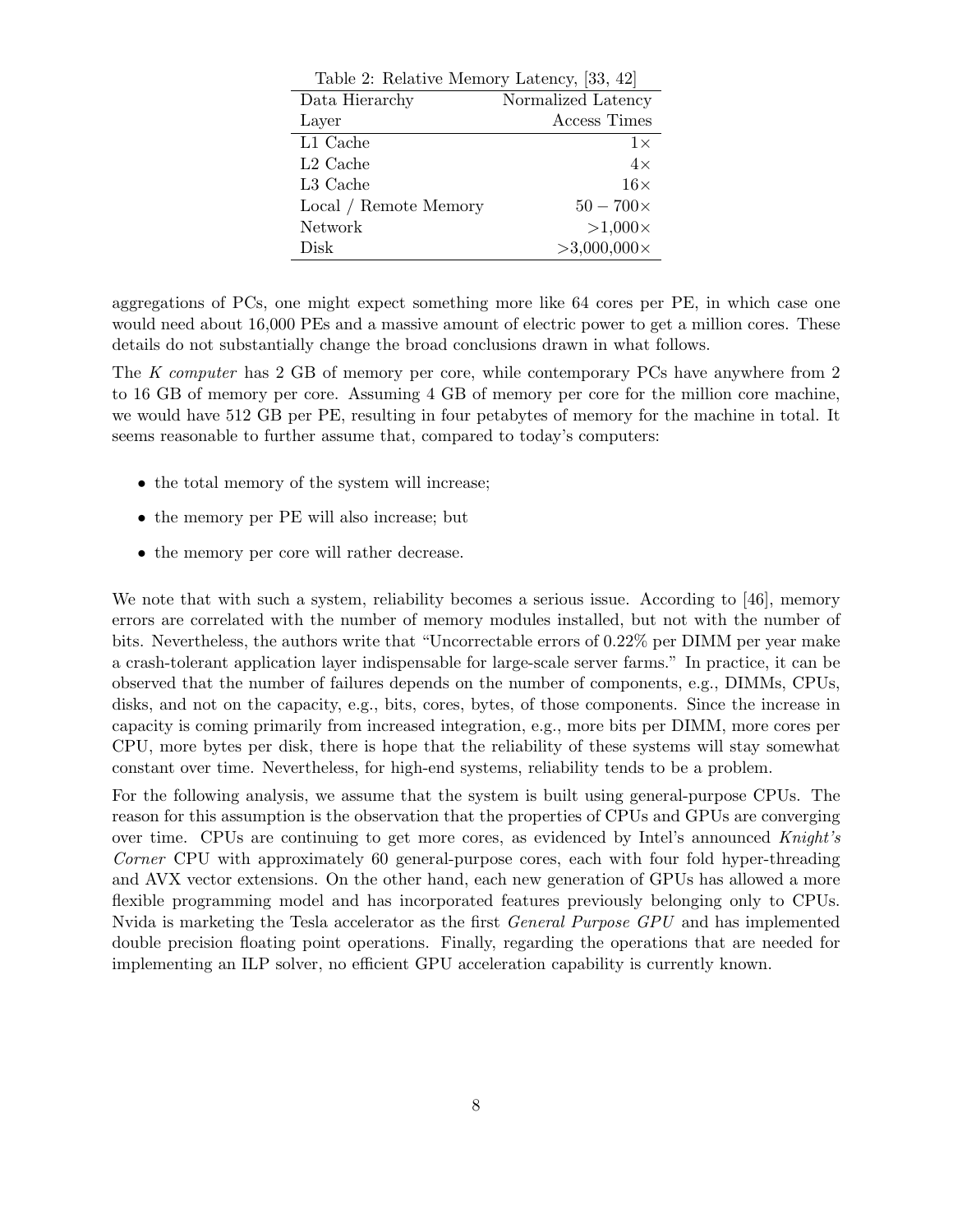Table 2: Relative Memory Latency, [33, 42]

| Data Hierarchy Layer | Normalized Latency Access Times |
|---|---|
| L1 Cache | $1\times$ |
| L2 Cache | $4\times$ |
| L3 Cache | $16\times$ |
| Local / Remote Memory | $50-700\times$ |
| Network | $>1{,}000\times$ |
| Disk | $>3{,}000{,}000\times$ |

aggregations of PCs, one might expect something more like 64 cores per PE, in which case one would need about 16,000 PEs and a massive amount of electric power to get a million cores. These details do not substantially change the broad conclusions drawn in what follows.

The *K computer* has 2 GB of memory per core, while contemporary PCs have anywhere from 2 to 16 GB of memory per core. Assuming 4 GB of memory per core for the million core machine, we would have 512 GB per PE, resulting in four petabytes of memory for the machine in total. It seems reasonable to further assume that, compared to today's computers:

- the total memory of the system will increase;
- the memory per PE will also increase; but
- the memory per core will rather decrease.

We note that with such a system, reliability becomes a serious issue. According to [46], memory errors are correlated with the number of memory modules installed, but not with the number of bits. Nevertheless, the authors write that "Uncorrectable errors of 0.22% per DIMM per year make a crash-tolerant application layer indispensable for large-scale server farms." In practice, it can be observed that the number of failures depends on the number of components, e.g., DIMMs, CPUs, disks, and not on the capacity, e.g., bits, cores, bytes, of those components. Since the increase in capacity is coming primarily from increased integration, e.g., more bits per DIMM, more cores per CPU, more bytes per disk, there is hope that the reliability of these systems will stay somewhat constant over time. Nevertheless, for high-end systems, reliability tends to be a problem.

For the following analysis, we assume that the system is built using general-purpose CPUs. The reason for this assumption is the observation that the properties of CPUs and GPUs are converging over time. CPUs are continuing to get more cores, as evidenced by Intel's announced *Knight's Corner* CPU with approximately 60 general-purpose cores, each with four fold hyper-threading and AVX vector extensions. On the other hand, each new generation of GPUs has allowed a more flexible programming model and has incorporated features previously belonging only to CPUs. Nvida is marketing the Tesla accelerator as the first *General Purpose GPU* and has implemented double precision floating point operations. Finally, regarding the operations that are needed for implementing an ILP solver, no efficient GPU acceleration capability is currently known.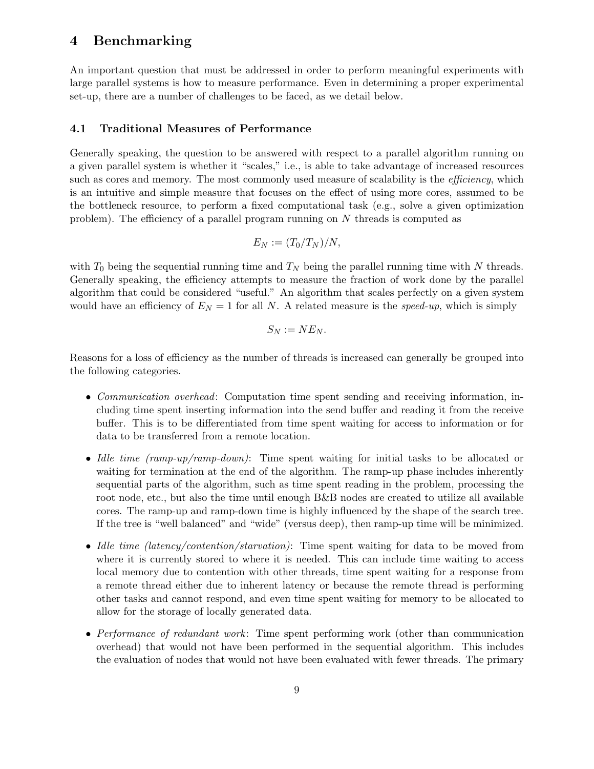# 4 Benchmarking

An important question that must be addressed in order to perform meaningful experiments with large parallel systems is how to measure performance. Even in determining a proper experimental set-up, there are a number of challenges to be faced, as we detail below.

## 4.1 Traditional Measures of Performance

Generally speaking, the question to be answered with respect to a parallel algorithm running on a given parallel system is whether it "scales," i.e., is able to take advantage of increased resources such as cores and memory. The most commonly used measure of scalability is the *efficiency*, which is an intuitive and simple measure that focuses on the effect of using more cores, assumed to be the bottleneck resource, to perform a fixed computational task (e.g., solve a given optimization problem). The efficiency of a parallel program running on $N$ threads is computed as

$$E_N := (T_0/T_N)/N,$$

with $T_0$ being the sequential running time and $T_N$ being the parallel running time with $N$ threads. Generally speaking, the efficiency attempts to measure the fraction of work done by the parallel algorithm that could be considered "useful." An algorithm that scales perfectly on a given system would have an efficiency of $E_N = 1$ for all $N$. A related measure is the *speed-up*, which is simply

$$S_N := NE_N.$$

Reasons for a loss of efficiency as the number of threads is increased can generally be grouped into the following categories.

- *Communication overhead*: Computation time spent sending and receiving information, including time spent inserting information into the send buffer and reading it from the receive buffer. This is to be differentiated from time spent waiting for access to information or for data to be transferred from a remote location.
- *Idle time (ramp-up/ramp-down)*: Time spent waiting for initial tasks to be allocated or waiting for termination at the end of the algorithm. The ramp-up phase includes inherently sequential parts of the algorithm, such as time spent reading in the problem, processing the root node, etc., but also the time until enough B&B nodes are created to utilize all available cores. The ramp-up and ramp-down time is highly influenced by the shape of the search tree. If the tree is "well balanced" and "wide" (versus deep), then ramp-up time will be minimized.
- *Idle time (latency/contention/starvation)*: Time spent waiting for data to be moved from where it is currently stored to where it is needed. This can include time waiting to access local memory due to contention with other threads, time spent waiting for a response from a remote thread either due to inherent latency or because the remote thread is performing other tasks and cannot respond, and even time spent waiting for memory to be allocated to allow for the storage of locally generated data.
- *Performance of redundant work*: Time spent performing work (other than communication overhead) that would not have been performed in the sequential algorithm. This includes the evaluation of nodes that would not have been evaluated with fewer threads. The primary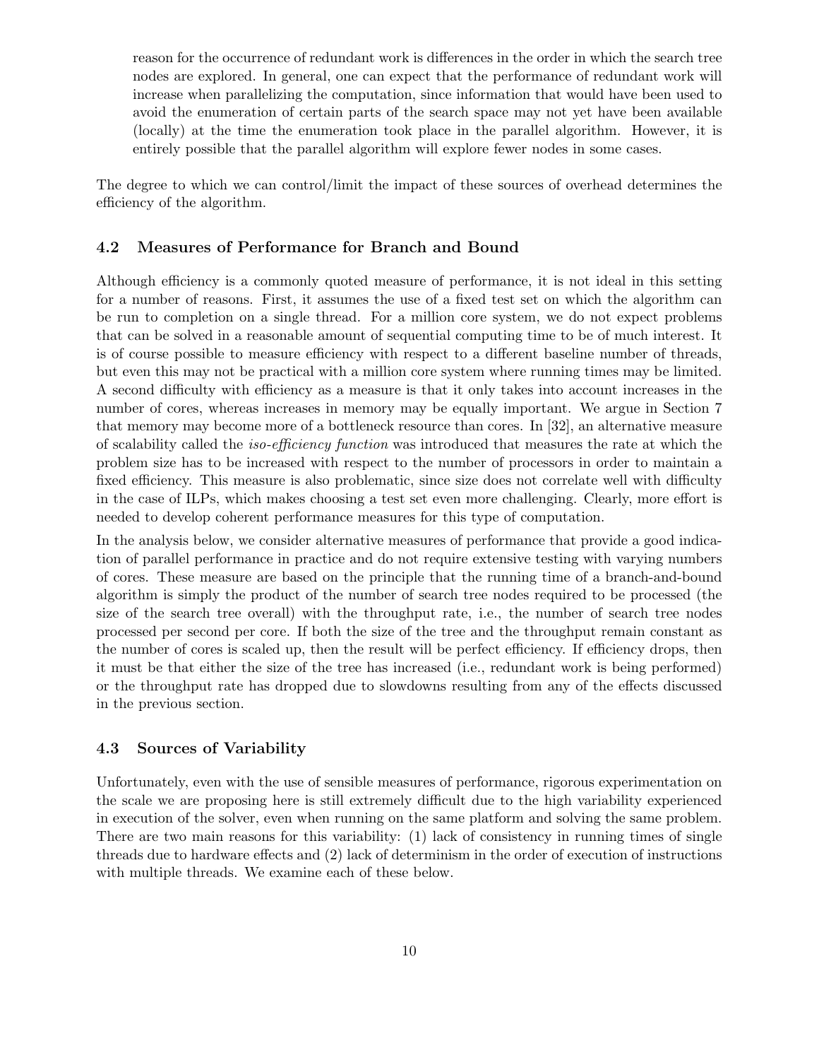reason for the occurrence of redundant work is differences in the order in which the search tree nodes are explored. In general, one can expect that the performance of redundant work will increase when parallelizing the computation, since information that would have been used to avoid the enumeration of certain parts of the search space may not yet have been available (locally) at the time the enumeration took place in the parallel algorithm. However, it is entirely possible that the parallel algorithm will explore fewer nodes in some cases.

The degree to which we can control/limit the impact of these sources of overhead determines the efficiency of the algorithm.

### 4.2 Measures of Performance for Branch and Bound

Although efficiency is a commonly quoted measure of performance, it is not ideal in this setting for a number of reasons. First, it assumes the use of a fixed test set on which the algorithm can be run to completion on a single thread. For a million core system, we do not expect problems that can be solved in a reasonable amount of sequential computing time to be of much interest. It is of course possible to measure efficiency with respect to a different baseline number of threads, but even this may not be practical with a million core system where running times may be limited. A second difficulty with efficiency as a measure is that it only takes into account increases in the number of cores, whereas increases in memory may be equally important. We argue in Section 7 that memory may become more of a bottleneck resource than cores. In [32], an alternative measure of scalability called the *iso-efficiency function* was introduced that measures the rate at which the problem size has to be increased with respect to the number of processors in order to maintain a fixed efficiency. This measure is also problematic, since size does not correlate well with difficulty in the case of ILPs, which makes choosing a test set even more challenging. Clearly, more effort is needed to develop coherent performance measures for this type of computation.

In the analysis below, we consider alternative measures of performance that provide a good indication of parallel performance in practice and do not require extensive testing with varying numbers of cores. These measure are based on the principle that the running time of a branch-and-bound algorithm is simply the product of the number of search tree nodes required to be processed (the size of the search tree overall) with the throughput rate, i.e., the number of search tree nodes processed per second per core. If both the size of the tree and the throughput remain constant as the number of cores is scaled up, then the result will be perfect efficiency. If efficiency drops, then it must be that either the size of the tree has increased (i.e., redundant work is being performed) or the throughput rate has dropped due to slowdowns resulting from any of the effects discussed in the previous section.

### 4.3 Sources of Variability

Unfortunately, even with the use of sensible measures of performance, rigorous experimentation on the scale we are proposing here is still extremely difficult due to the high variability experienced in execution of the solver, even when running on the same platform and solving the same problem. There are two main reasons for this variability: (1) lack of consistency in running times of single threads due to hardware effects and (2) lack of determinism in the order of execution of instructions with multiple threads. We examine each of these below.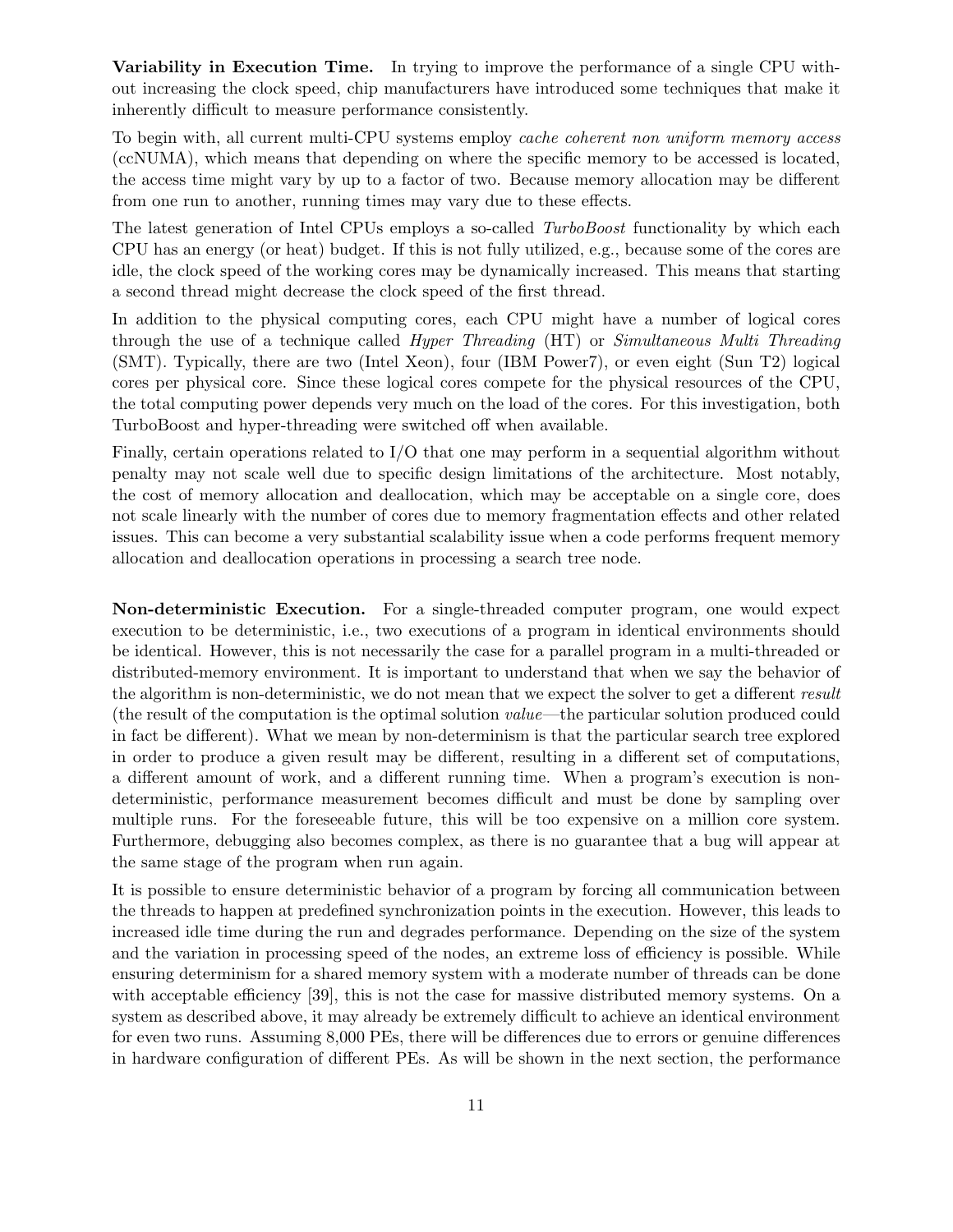**Variability in Execution Time.** In trying to improve the performance of a single CPU without increasing the clock speed, chip manufacturers have introduced some techniques that make it inherently difficult to measure performance consistently.

To begin with, all current multi-CPU systems employ *cache coherent non uniform memory access* (ccNUMA), which means that depending on where the specific memory to be accessed is located, the access time might vary by up to a factor of two. Because memory allocation may be different from one run to another, running times may vary due to these effects.

The latest generation of Intel CPUs employs a so-called *TurboBoost* functionality by which each CPU has an energy (or heat) budget. If this is not fully utilized, e.g., because some of the cores are idle, the clock speed of the working cores may be dynamically increased. This means that starting a second thread might decrease the clock speed of the first thread.

In addition to the physical computing cores, each CPU might have a number of logical cores through the use of a technique called *Hyper Threading* (HT) or *Simultaneous Multi Threading* (SMT). Typically, there are two (Intel Xeon), four (IBM Power7), or even eight (Sun T2) logical cores per physical core. Since these logical cores compete for the physical resources of the CPU, the total computing power depends very much on the load of the cores. For this investigation, both TurboBoost and hyper-threading were switched off when available.

Finally, certain operations related to I/O that one may perform in a sequential algorithm without penalty may not scale well due to specific design limitations of the architecture. Most notably, the cost of memory allocation and deallocation, which may be acceptable on a single core, does not scale linearly with the number of cores due to memory fragmentation effects and other related issues. This can become a very substantial scalability issue when a code performs frequent memory allocation and deallocation operations in processing a search tree node.

**Non-deterministic Execution.** For a single-threaded computer program, one would expect execution to be deterministic, i.e., two executions of a program in identical environments should be identical. However, this is not necessarily the case for a parallel program in a multi-threaded or distributed-memory environment. It is important to understand that when we say the behavior of the algorithm is non-deterministic, we do not mean that we expect the solver to get a different *result* (the result of the computation is the optimal solution *value*—the particular solution produced could in fact be different). What we mean by non-determinism is that the particular search tree explored in order to produce a given result may be different, resulting in a different set of computations, a different amount of work, and a different running time. When a program's execution is non-deterministic, performance measurement becomes difficult and must be done by sampling over multiple runs. For the foreseeable future, this will be too expensive on a million core system. Furthermore, debugging also becomes complex, as there is no guarantee that a bug will appear at the same stage of the program when run again.

It is possible to ensure deterministic behavior of a program by forcing all communication between the threads to happen at predefined synchronization points in the execution. However, this leads to increased idle time during the run and degrades performance. Depending on the size of the system and the variation in processing speed of the nodes, an extreme loss of efficiency is possible. While ensuring determinism for a shared memory system with a moderate number of threads can be done with acceptable efficiency [39], this is not the case for massive distributed memory systems. On a system as described above, it may already be extremely difficult to achieve an identical environment for even two runs. Assuming 8,000 PEs, there will be differences due to errors or genuine differences in hardware configuration of different PEs. As will be shown in the next section, the performance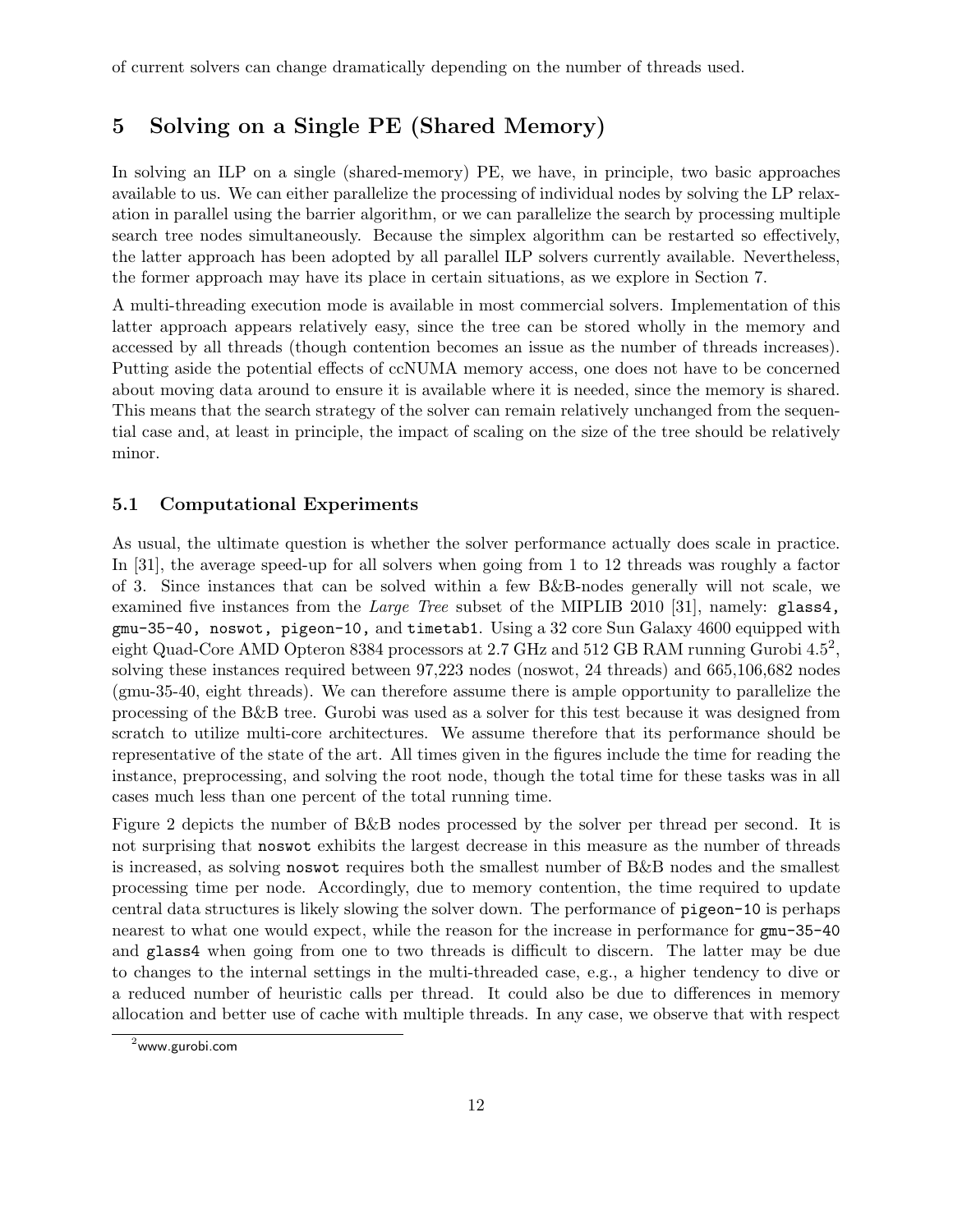of current solvers can change dramatically depending on the number of threads used.

## 5 Solving on a Single PE (Shared Memory)

In solving an ILP on a single (shared-memory) PE, we have, in principle, two basic approaches available to us. We can either parallelize the processing of individual nodes by solving the LP relaxation in parallel using the barrier algorithm, or we can parallelize the search by processing multiple search tree nodes simultaneously. Because the simplex algorithm can be restarted so effectively, the latter approach has been adopted by all parallel ILP solvers currently available. Nevertheless, the former approach may have its place in certain situations, as we explore in Section 7.

A multi-threading execution mode is available in most commercial solvers. Implementation of this latter approach appears relatively easy, since the tree can be stored wholly in the memory and accessed by all threads (though contention becomes an issue as the number of threads increases). Putting aside the potential effects of ccNUMA memory access, one does not have to be concerned about moving data around to ensure it is available where it is needed, since the memory is shared. This means that the search strategy of the solver can remain relatively unchanged from the sequential case and, at least in principle, the impact of scaling on the size of the tree should be relatively minor.

### 5.1 Computational Experiments

As usual, the ultimate question is whether the solver performance actually does scale in practice. In [31], the average speed-up for all solvers when going from 1 to 12 threads was roughly a factor of 3. Since instances that can be solved within a few B&B-nodes generally will not scale, we examined five instances from the *Large Tree* subset of the MIPLIB 2010 [31], namely: `glass4, gmu-35-40, noswot, pigeon-10,` and `timetab1`. Using a 32 core Sun Galaxy 4600 equipped with eight Quad-Core AMD Opteron 8384 processors at 2.7 GHz and 512 GB RAM running Gurobi 4.5[2], solving these instances required between 97,223 nodes (noswot, 24 threads) and 665,106,682 nodes (gmu-35-40, eight threads). We can therefore assume there is ample opportunity to parallelize the processing of the B&B tree. Gurobi was used as a solver for this test because it was designed from scratch to utilize multi-core architectures. We assume therefore that its performance should be representative of the state of the art. All times given in the figures include the time for reading the instance, preprocessing, and solving the root node, though the total time for these tasks was in all cases much less than one percent of the total running time.

Figure 2 depicts the number of B&B nodes processed by the solver per thread per second. It is not surprising that `noswot` exhibits the largest decrease in this measure as the number of threads is increased, as solving `noswot` requires both the smallest number of B&B nodes and the smallest processing time per node. Accordingly, due to memory contention, the time required to update central data structures is likely slowing the solver down. The performance of `pigeon-10` is perhaps nearest to what one would expect, while the reason for the increase in performance for `gmu-35-40` and `glass4` when going from one to two threads is difficult to discern. The latter may be due to changes to the internal settings in the multi-threaded case, e.g., a higher tendency to dive or a reduced number of heuristic calls per thread. It could also be due to differences in memory allocation and better use of cache with multiple threads. In any case, we observe that with respect

[2] www.gurobi.com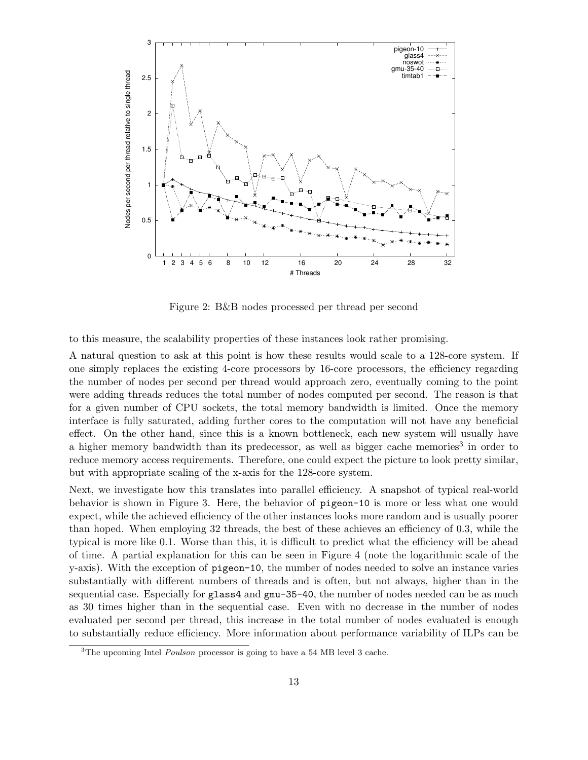Figure 2: B&B nodes processed per thread per second

to this measure, the scalability properties of these instances look rather promising.

A natural question to ask at this point is how these results would scale to a 128-core system. If one simply replaces the existing 4-core processors by 16-core processors, the efficiency regarding the number of nodes per second per thread would approach zero, eventually coming to the point were adding threads reduces the total number of nodes computed per second. The reason is that for a given number of CPU sockets, the total memory bandwidth is limited. Once the memory interface is fully saturated, adding further cores to the computation will not have any beneficial effect. On the other hand, since this is a known bottleneck, each new system will usually have a higher memory bandwidth than its predecessor, as well as bigger cache memories[3] in order to reduce memory access requirements. Therefore, one could expect the picture to look pretty similar, but with appropriate scaling of the x-axis for the 128-core system.

Next, we investigate how this translates into parallel efficiency. A snapshot of typical real-world behavior is shown in Figure 3. Here, the behavior of `pigeon-10` is more or less what one would expect, while the achieved efficiency of the other instances looks more random and is usually poorer than hoped. When employing 32 threads, the best of these achieves an efficiency of 0.3, while the typical is more like 0.1. Worse than this, it is difficult to predict what the efficiency will be ahead of time. A partial explanation for this can be seen in Figure 4 (note the logarithmic scale of the y-axis). With the exception of `pigeon-10`, the number of nodes needed to solve an instance varies substantially with different numbers of threads and is often, but not always, higher than in the sequential case. Especially for `glass4` and `gmu-35-40`, the number of nodes needed can be as much as 30 times higher than in the sequential case. Even with no decrease in the number of nodes evaluated per second per thread, this increase in the total number of nodes evaluated is enough to substantially reduce efficiency. More information about performance variability of ILPs can be

[3]The upcoming Intel *Poulson* processor is going to have a 54 MB level 3 cache.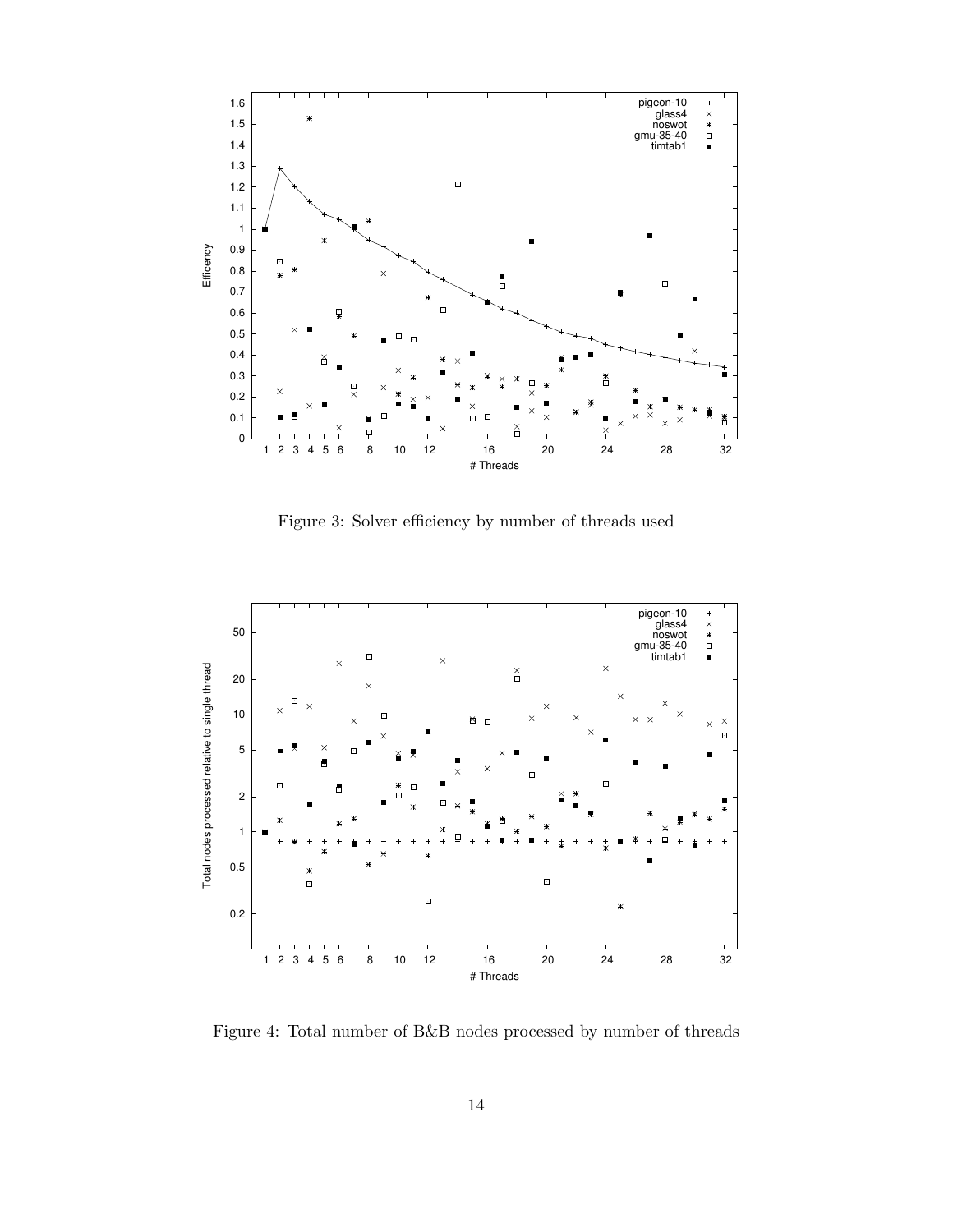Figure 3: Solver efficiency by number of threads used

Figure 4: Total number of B&B nodes processed by number of threads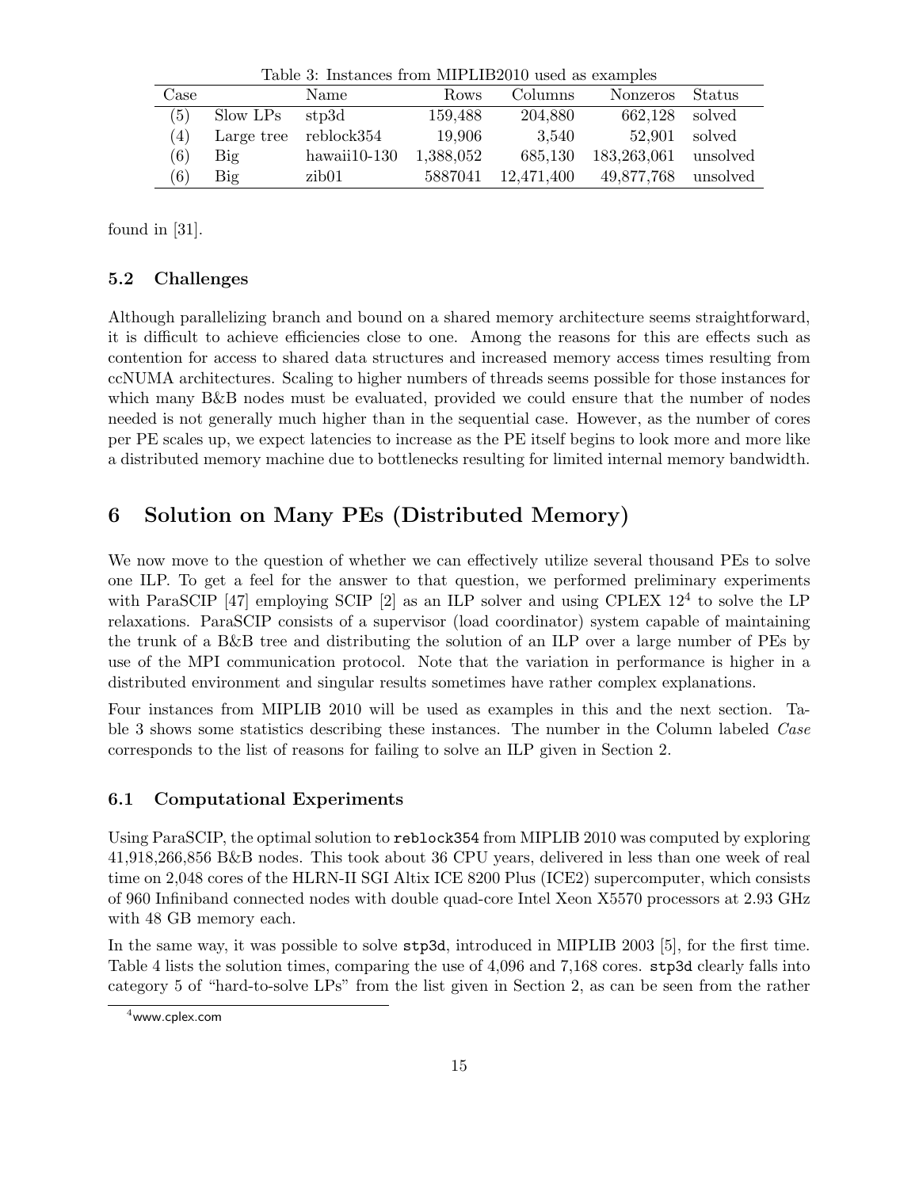Table 3: Instances from MIPLIB2010 used as examples

| Case | | Name | Rows | Columns | Nonzeros | Status |
|---|---|---|---|---|---|---|
| (5) | Slow LPs | stp3d | 159,488 | 204,880 | 662,128 | solved |
| (4) | Large tree | reblock354 | 19,906 | 3,540 | 52,901 | solved |
| (6) | Big | hawaii10-130 | 1,388,052 | 685,130 | 183,263,061 | unsolved |
| (6) | Big | zib01 | 5887041 | 12,471,400 | 49,877,768 | unsolved |

found in [31].

### 5.2 Challenges

Although parallelizing branch and bound on a shared memory architecture seems straightforward, it is difficult to achieve efficiencies close to one. Among the reasons for this are effects such as contention for access to shared data structures and increased memory access times resulting from ccNUMA architectures. Scaling to higher numbers of threads seems possible for those instances for which many B&B nodes must be evaluated, provided we could ensure that the number of nodes needed is not generally much higher than in the sequential case. However, as the number of cores per PE scales up, we expect latencies to increase as the PE itself begins to look more and more like a distributed memory machine due to bottlenecks resulting for limited internal memory bandwidth.

## 6 Solution on Many PEs (Distributed Memory)

We now move to the question of whether we can effectively utilize several thousand PEs to solve one ILP. To get a feel for the answer to that question, we performed preliminary experiments with ParaSCIP [47] employing SCIP [2] as an ILP solver and using CPLEX 12[4] to solve the LP relaxations. ParaSCIP consists of a supervisor (load coordinator) system capable of maintaining the trunk of a B&B tree and distributing the solution of an ILP over a large number of PEs by use of the MPI communication protocol. Note that the variation in performance is higher in a distributed environment and singular results sometimes have rather complex explanations.

Four instances from MIPLIB 2010 will be used as examples in this and the next section. Table 3 shows some statistics describing these instances. The number in the Column labeled *Case* corresponds to the list of reasons for failing to solve an ILP given in Section 2.

### 6.1 Computational Experiments

Using ParaSCIP, the optimal solution to `reblock354` from MIPLIB 2010 was computed by exploring 41,918,266,856 B&B nodes. This took about 36 CPU years, delivered in less than one week of real time on 2,048 cores of the HLRN-II SGI Altix ICE 8200 Plus (ICE2) supercomputer, which consists of 960 Infiniband connected nodes with double quad-core Intel Xeon X5570 processors at 2.93 GHz with 48 GB memory each.

In the same way, it was possible to solve `stp3d`, introduced in MIPLIB 2003 [5], for the first time. Table 4 lists the solution times, comparing the use of 4,096 and 7,168 cores. `stp3d` clearly falls into category 5 of "hard-to-solve LPs" from the list given in Section 2, as can be seen from the rather

[4] www.cplex.com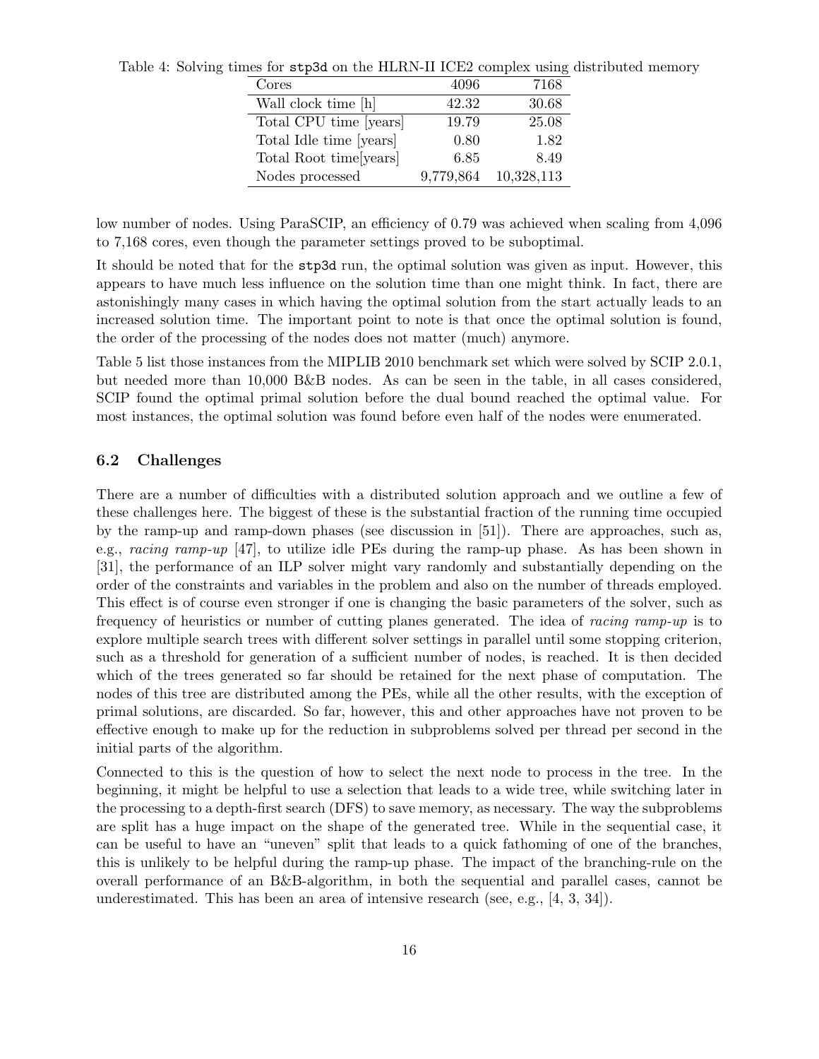Table 4: Solving times for stp3d on the HLRN-II ICE2 complex using distributed memory

| Cores | 4096 | 7168 |
|---|---|---|
| Wall clock time [h] | 42.32 | 30.68 |
| Total CPU time [years] | 19.79 | 25.08 |
| Total Idle time [years] | 0.80 | 1.82 |
| Total Root time[years] | 6.85 | 8.49 |
| Nodes processed | 9,779,864 | 10,328,113 |

low number of nodes. Using ParaSCIP, an efficiency of 0.79 was achieved when scaling from 4,096 to 7,168 cores, even though the parameter settings proved to be suboptimal.

It should be noted that for the stp3d run, the optimal solution was given as input. However, this appears to have much less influence on the solution time than one might think. In fact, there are astonishingly many cases in which having the optimal solution from the start actually leads to an increased solution time. The important point to note is that once the optimal solution is found, the order of the processing of the nodes does not matter (much) anymore.

Table 5 list those instances from the MIPLIB 2010 benchmark set which were solved by SCIP 2.0.1, but needed more than 10,000 B&B nodes. As can be seen in the table, in all cases considered, SCIP found the optimal primal solution before the dual bound reached the optimal value. For most instances, the optimal solution was found before even half of the nodes were enumerated.

### 6.2 Challenges

There are a number of difficulties with a distributed solution approach and we outline a few of these challenges here. The biggest of these is the substantial fraction of the running time occupied by the ramp-up and ramp-down phases (see discussion in [51]). There are approaches, such as, e.g., *racing ramp-up* [47], to utilize idle PEs during the ramp-up phase. As has been shown in [31], the performance of an ILP solver might vary randomly and substantially depending on the order of the constraints and variables in the problem and also on the number of threads employed. This effect is of course even stronger if one is changing the basic parameters of the solver, such as frequency of heuristics or number of cutting planes generated. The idea of *racing ramp-up* is to explore multiple search trees with different solver settings in parallel until some stopping criterion, such as a threshold for generation of a sufficient number of nodes, is reached. It is then decided which of the trees generated so far should be retained for the next phase of computation. The nodes of this tree are distributed among the PEs, while all the other results, with the exception of primal solutions, are discarded. So far, however, this and other approaches have not proven to be effective enough to make up for the reduction in subproblems solved per thread per second in the initial parts of the algorithm.

Connected to this is the question of how to select the next node to process in the tree. In the beginning, it might be helpful to use a selection that leads to a wide tree, while switching later in the processing to a depth-first search (DFS) to save memory, as necessary. The way the subproblems are split has a huge impact on the shape of the generated tree. While in the sequential case, it can be useful to have an "uneven" split that leads to a quick fathoming of one of the branches, this is unlikely to be helpful during the ramp-up phase. The impact of the branching-rule on the overall performance of an B&B-algorithm, in both the sequential and parallel cases, cannot be underestimated. This has been an area of intensive research (see, e.g., [4, 3, 34]).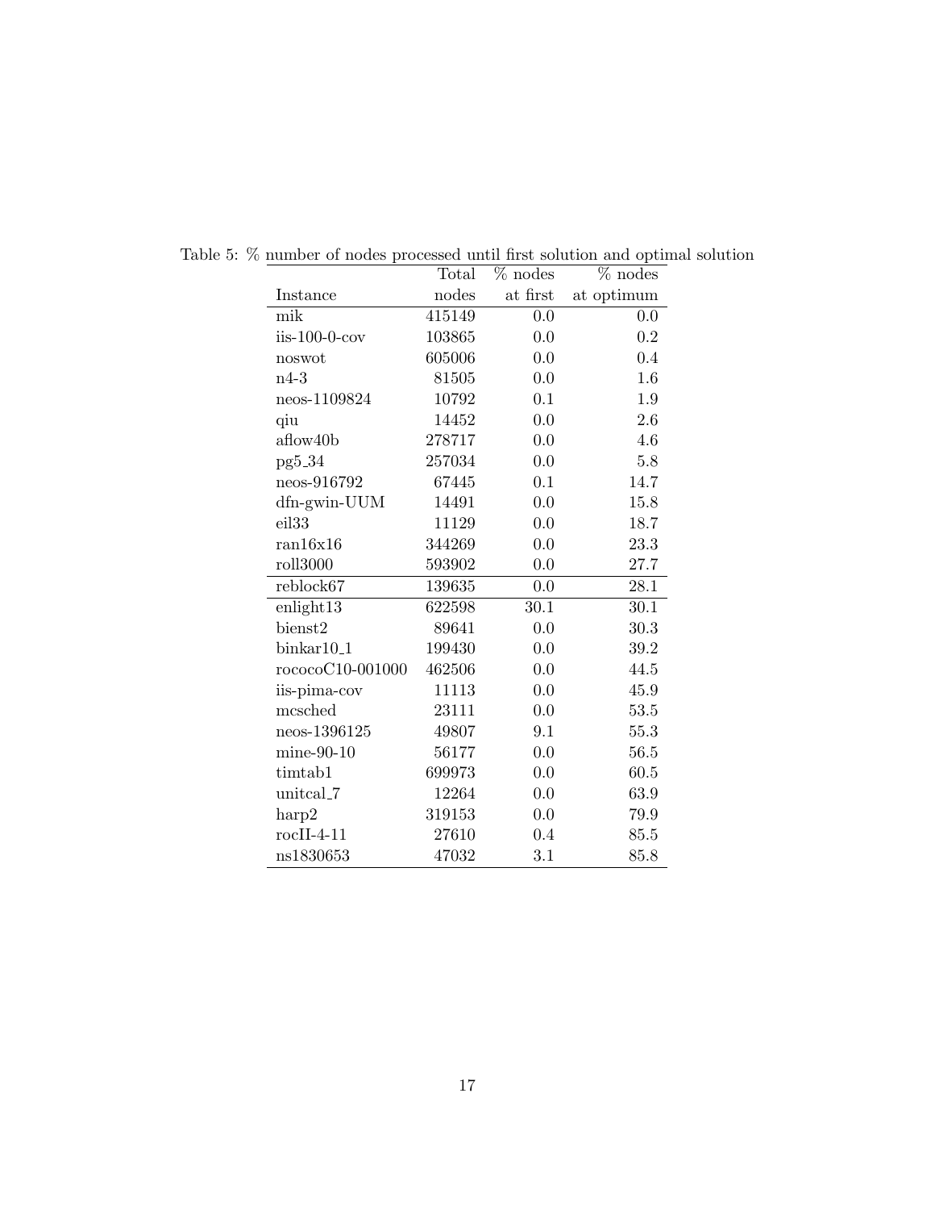Table 5: % number of nodes processed until first solution and optimal solution

| Instance | Total nodes | % nodes at first | % nodes at optimum |
|---|---:|---:|---:|
| mik | 415149 | 0.0 | 0.0 |
| iis-100-0-cov | 103865 | 0.0 | 0.2 |
| noswot | 605006 | 0.0 | 0.4 |
| n4-3 | 81505 | 0.0 | 1.6 |
| neos-1109824 | 10792 | 0.1 | 1.9 |
| qiu | 14452 | 0.0 | 2.6 |
| aflow40b | 278717 | 0.0 | 4.6 |
| pg5_34 | 257034 | 0.0 | 5.8 |
| neos-916792 | 67445 | 0.1 | 14.7 |
| dfn-gwin-UUM | 14491 | 0.0 | 15.8 |
| eil33 | 11129 | 0.0 | 18.7 |
| ran16x16 | 344269 | 0.0 | 23.3 |
| roll3000 | 593902 | 0.0 | 27.7 |
| reblock67 | 139635 | 0.0 | 28.1 |
| enlight13 | 622598 | 30.1 | 30.1 |
| bienst2 | 89641 | 0.0 | 30.3 |
| binkar10_1 | 199430 | 0.0 | 39.2 |
| rococoC10-001000 | 462506 | 0.0 | 44.5 |
| iis-pima-cov | 11113 | 0.0 | 45.9 |
| mcsched | 23111 | 0.0 | 53.5 |
| neos-1396125 | 49807 | 9.1 | 55.3 |
| mine-90-10 | 56177 | 0.0 | 56.5 |
| timtab1 | 699973 | 0.0 | 60.5 |
| unitcal_7 | 12264 | 0.0 | 63.9 |
| harp2 | 319153 | 0.0 | 79.9 |
| rocII-4-11 | 27610 | 0.4 | 85.5 |
| ns1830653 | 47032 | 3.1 | 85.8 |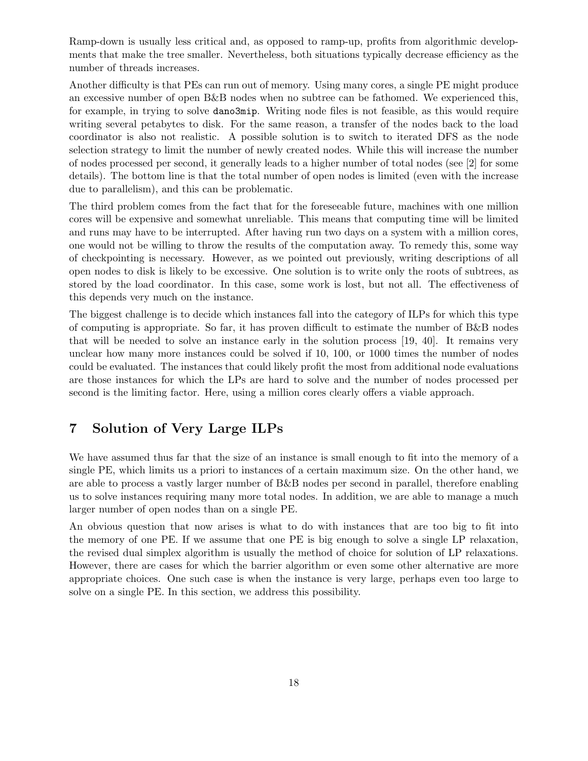Ramp-down is usually less critical and, as opposed to ramp-up, profits from algorithmic developments that make the tree smaller. Nevertheless, both situations typically decrease efficiency as the number of threads increases.

Another difficulty is that PEs can run out of memory. Using many cores, a single PE might produce an excessive number of open B&B nodes when no subtree can be fathomed. We experienced this, for example, in trying to solve `dano3mip`. Writing node files is not feasible, as this would require writing several petabytes to disk. For the same reason, a transfer of the nodes back to the load coordinator is also not realistic. A possible solution is to switch to iterated DFS as the node selection strategy to limit the number of newly created nodes. While this will increase the number of nodes processed per second, it generally leads to a higher number of total nodes (see [2] for some details). The bottom line is that the total number of open nodes is limited (even with the increase due to parallelism), and this can be problematic.

The third problem comes from the fact that for the foreseeable future, machines with one million cores will be expensive and somewhat unreliable. This means that computing time will be limited and runs may have to be interrupted. After having run two days on a system with a million cores, one would not be willing to throw the results of the computation away. To remedy this, some way of checkpointing is necessary. However, as we pointed out previously, writing descriptions of all open nodes to disk is likely to be excessive. One solution is to write only the roots of subtrees, as stored by the load coordinator. In this case, some work is lost, but not all. The effectiveness of this depends very much on the instance.

The biggest challenge is to decide which instances fall into the category of ILPs for which this type of computing is appropriate. So far, it has proven difficult to estimate the number of B&B nodes that will be needed to solve an instance early in the solution process [19, 40]. It remains very unclear how many more instances could be solved if 10, 100, or 1000 times the number of nodes could be evaluated. The instances that could likely profit the most from additional node evaluations are those instances for which the LPs are hard to solve and the number of nodes processed per second is the limiting factor. Here, using a million cores clearly offers a viable approach.

# 7 Solution of Very Large ILPs

We have assumed thus far that the size of an instance is small enough to fit into the memory of a single PE, which limits us a priori to instances of a certain maximum size. On the other hand, we are able to process a vastly larger number of B&B nodes per second in parallel, therefore enabling us to solve instances requiring many more total nodes. In addition, we are able to manage a much larger number of open nodes than on a single PE.

An obvious question that now arises is what to do with instances that are too big to fit into the memory of one PE. If we assume that one PE is big enough to solve a single LP relaxation, the revised dual simplex algorithm is usually the method of choice for solution of LP relaxations. However, there are cases for which the barrier algorithm or even some other alternative are more appropriate choices. One such case is when the instance is very large, perhaps even too large to solve on a single PE. In this section, we address this possibility.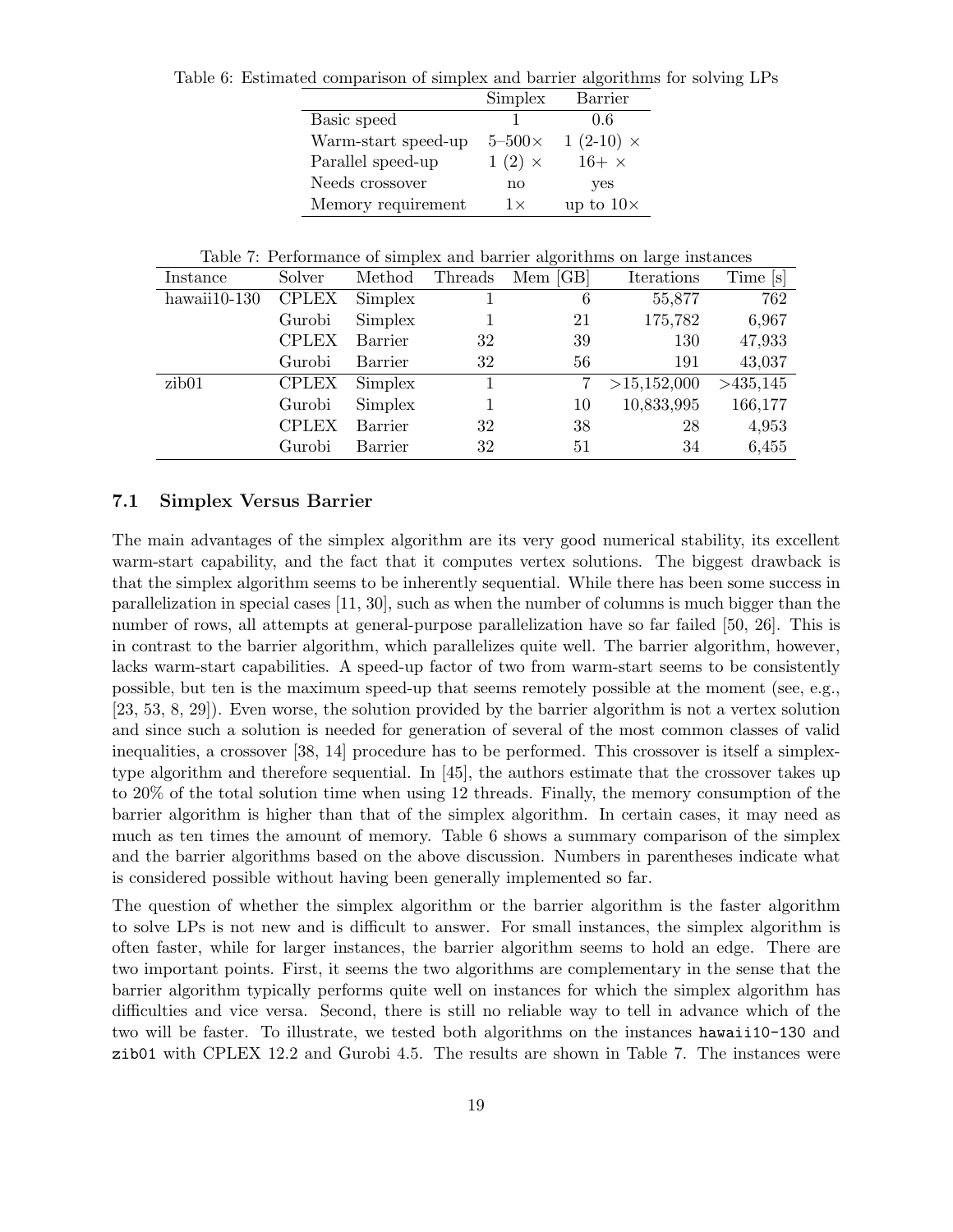Table 6: Estimated comparison of simplex and barrier algorithms for solving LPs

| | Simplex | Barrier |
|---|---|---|
| Basic speed | 1 | 0.6 |
| Warm-start speed-up | 5–500× | 1 (2-10) × |
| Parallel speed-up | 1 (2) × | 16+ × |
| Needs crossover | no | yes |
| Memory requirement | 1× | up to 10× |

Table 7: Performance of simplex and barrier algorithms on large instances

| Instance | Solver | Method | Threads | Mem [GB] | Iterations | Time [s] |
|---|---|---|---|---|---|---|
| hawaii10-130 | CPLEX | Simplex | 1 | 6 | 55,877 | 762 |
| | Gurobi | Simplex | 1 | 21 | 175,782 | 6,967 |
| | CPLEX | Barrier | 32 | 39 | 130 | 47,933 |
| | Gurobi | Barrier | 32 | 56 | 191 | 43,037 |
| zib01 | CPLEX | Simplex | 1 | 7 | >15,152,000 | >435,145 |
| | Gurobi | Simplex | 1 | 10 | 10,833,995 | 166,177 |
| | CPLEX | Barrier | 32 | 38 | 28 | 4,953 |
| | Gurobi | Barrier | 32 | 51 | 34 | 6,455 |

### 7.1 Simplex Versus Barrier

The main advantages of the simplex algorithm are its very good numerical stability, its excellent warm-start capability, and the fact that it computes vertex solutions. The biggest drawback is that the simplex algorithm seems to be inherently sequential. While there has been some success in parallelization in special cases [11, 30], such as when the number of columns is much bigger than the number of rows, all attempts at general-purpose parallelization have so far failed [50, 26]. This is in contrast to the barrier algorithm, which parallelizes quite well. The barrier algorithm, however, lacks warm-start capabilities. A speed-up factor of two from warm-start seems to be consistently possible, but ten is the maximum speed-up that seems remotely possible at the moment (see, e.g., [23, 53, 8, 29]). Even worse, the solution provided by the barrier algorithm is not a vertex solution and since such a solution is needed for generation of several of the most common classes of valid inequalities, a crossover [38, 14] procedure has to be performed. This crossover is itself a simplex-type algorithm and therefore sequential. In [45], the authors estimate that the crossover takes up to 20% of the total solution time when using 12 threads. Finally, the memory consumption of the barrier algorithm is higher than that of the simplex algorithm. In certain cases, it may need as much as ten times the amount of memory. Table 6 shows a summary comparison of the simplex and the barrier algorithms based on the above discussion. Numbers in parentheses indicate what is considered possible without having been generally implemented so far.

The question of whether the simplex algorithm or the barrier algorithm is the faster algorithm to solve LPs is not new and is difficult to answer. For small instances, the simplex algorithm is often faster, while for larger instances, the barrier algorithm seems to hold an edge. There are two important points. First, it seems the two algorithms are complementary in the sense that the barrier algorithm typically performs quite well on instances for which the simplex algorithm has difficulties and vice versa. Second, there is still no reliable way to tell in advance which of the two will be faster. To illustrate, we tested both algorithms on the instances `hawaii10-130` and `zib01` with CPLEX 12.2 and Gurobi 4.5. The results are shown in Table 7. The instances were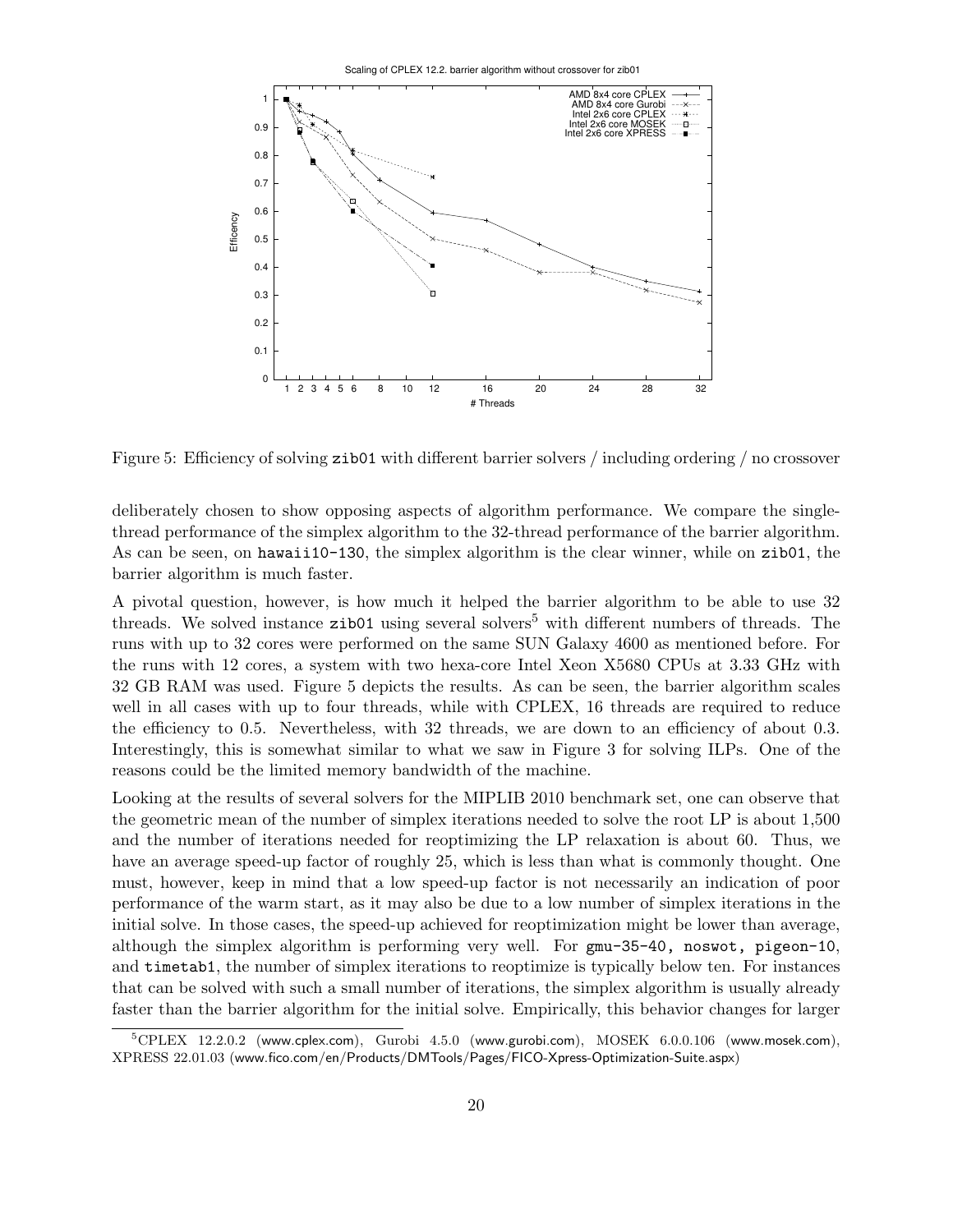Figure 5: Efficiency of solving zib01 with different barrier solvers / including ordering / no crossover

deliberately chosen to show opposing aspects of algorithm performance. We compare the single-thread performance of the simplex algorithm to the 32-thread performance of the barrier algorithm. As can be seen, on hawaii10-130, the simplex algorithm is the clear winner, while on zib01, the barrier algorithm is much faster.

A pivotal question, however, is how much it helped the barrier algorithm to be able to use 32 threads. We solved instance zib01 using several solvers[5] with different numbers of threads. The runs with up to 32 cores were performed on the same SUN Galaxy 4600 as mentioned before. For the runs with 12 cores, a system with two hexa-core Intel Xeon X5680 CPUs at 3.33 GHz with 32 GB RAM was used. Figure 5 depicts the results. As can be seen, the barrier algorithm scales well in all cases with up to four threads, while with CPLEX, 16 threads are required to reduce the efficiency to 0.5. Nevertheless, with 32 threads, we are down to an efficiency of about 0.3. Interestingly, this is somewhat similar to what we saw in Figure 3 for solving ILPs. One of the reasons could be the limited memory bandwidth of the machine.

Looking at the results of several solvers for the MIPLIB 2010 benchmark set, one can observe that the geometric mean of the number of simplex iterations needed to solve the root LP is about 1,500 and the number of iterations needed for reoptimizing the LP relaxation is about 60. Thus, we have an average speed-up factor of roughly 25, which is less than what is commonly thought. One must, however, keep in mind that a low speed-up factor is not necessarily an indication of poor performance of the warm start, as it may also be due to a low number of simplex iterations in the initial solve. In those cases, the speed-up achieved for reoptimization might be lower than average, although the simplex algorithm is performing very well. For gmu-35-40, noswot, pigeon-10, and timetab1, the number of simplex iterations to reoptimize is typically below ten. For instances that can be solved with such a small number of iterations, the simplex algorithm is usually already faster than the barrier algorithm for the initial solve. Empirically, this behavior changes for larger

[5] CPLEX 12.2.0.2 (www.cplex.com), Gurobi 4.5.0 (www.gurobi.com), MOSEK 6.0.0.106 (www.mosek.com), XPRESS 22.01.03 (www.fico.com/en/Products/DMTools/Pages/FICO-Xpress-Optimization-Suite.aspx)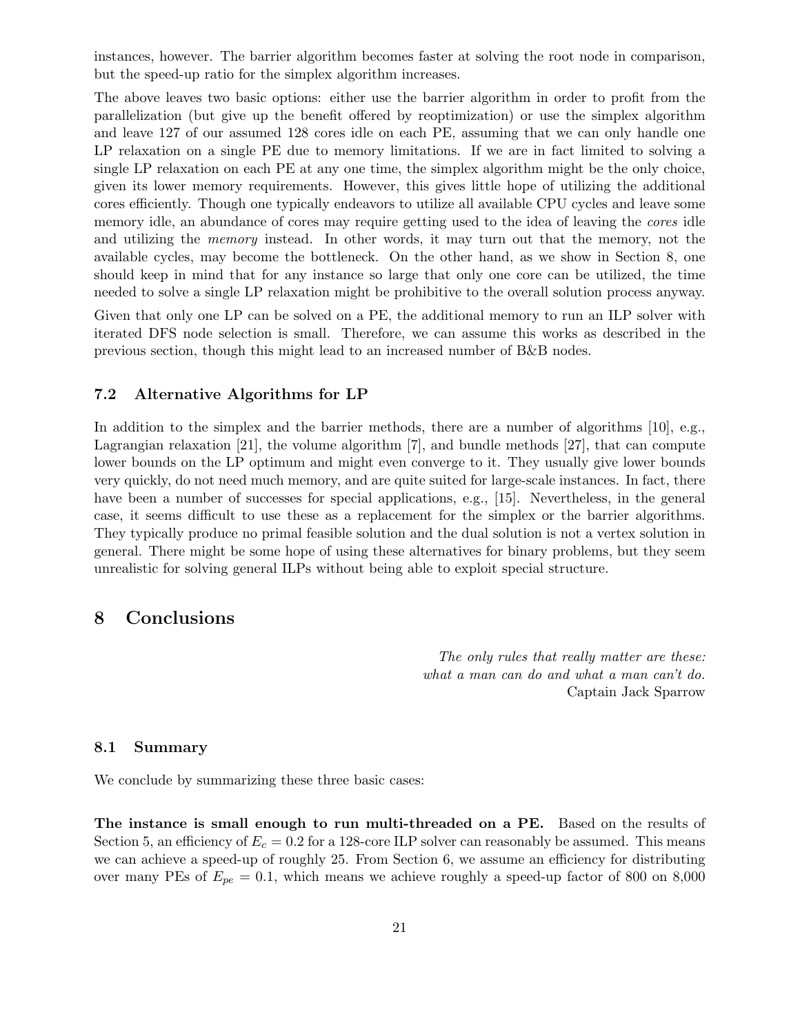instances, however. The barrier algorithm becomes faster at solving the root node in comparison, but the speed-up ratio for the simplex algorithm increases.

The above leaves two basic options: either use the barrier algorithm in order to profit from the parallelization (but give up the benefit offered by reoptimization) or use the simplex algorithm and leave 127 of our assumed 128 cores idle on each PE, assuming that we can only handle one LP relaxation on a single PE due to memory limitations. If we are in fact limited to solving a single LP relaxation on each PE at any one time, the simplex algorithm might be the only choice, given its lower memory requirements. However, this gives little hope of utilizing the additional cores efficiently. Though one typically endeavors to utilize all available CPU cycles and leave some memory idle, an abundance of cores may require getting used to the idea of leaving the *cores* idle and utilizing the *memory* instead. In other words, it may turn out that the memory, not the available cycles, may become the bottleneck. On the other hand, as we show in Section 8, one should keep in mind that for any instance so large that only one core can be utilized, the time needed to solve a single LP relaxation might be prohibitive to the overall solution process anyway.

Given that only one LP can be solved on a PE, the additional memory to run an ILP solver with iterated DFS node selection is small. Therefore, we can assume this works as described in the previous section, though this might lead to an increased number of B&B nodes.

### 7.2 Alternative Algorithms for LP

In addition to the simplex and the barrier methods, there are a number of algorithms [10], e.g., Lagrangian relaxation [21], the volume algorithm [7], and bundle methods [27], that can compute lower bounds on the LP optimum and might even converge to it. They usually give lower bounds very quickly, do not need much memory, and are quite suited for large-scale instances. In fact, there have been a number of successes for special applications, e.g., [15]. Nevertheless, in the general case, it seems difficult to use these as a replacement for the simplex or the barrier algorithms. They typically produce no primal feasible solution and the dual solution is not a vertex solution in general. There might be some hope of using these alternatives for binary problems, but they seem unrealistic for solving general ILPs without being able to exploit special structure.

## 8 Conclusions

*The only rules that really matter are these:*
*what a man can do and what a man can't do.*
Captain Jack Sparrow

### 8.1 Summary

We conclude by summarizing these three basic cases:

**The instance is small enough to run multi-threaded on a PE.** Based on the results of Section 5, an efficiency of $E_c = 0.2$ for a 128-core ILP solver can reasonably be assumed. This means we can achieve a speed-up of roughly 25. From Section 6, we assume an efficiency for distributing over many PEs of $E_{pe} = 0.1$, which means we achieve roughly a speed-up factor of 800 on 8,000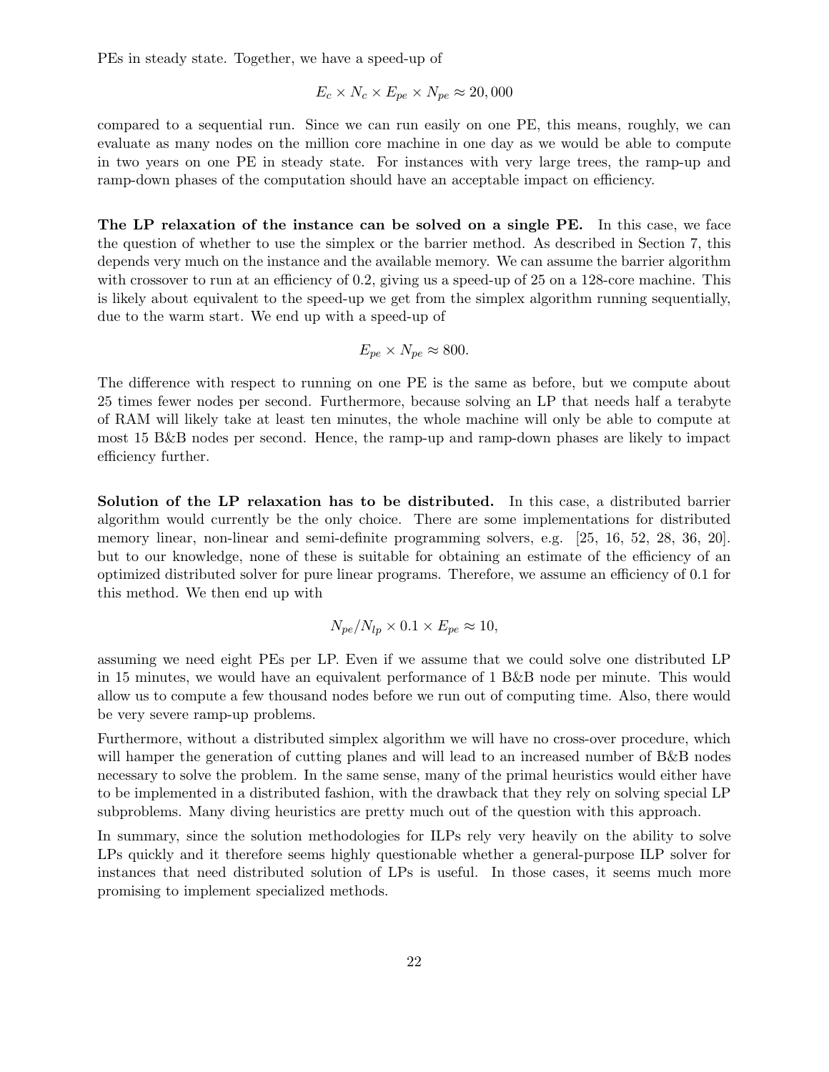PEs in steady state. Together, we have a speed-up of

$$E_c \times N_c \times E_{pe} \times N_{pe} \approx 20,000$$

compared to a sequential run. Since we can run easily on one PE, this means, roughly, we can evaluate as many nodes on the million core machine in one day as we would be able to compute in two years on one PE in steady state. For instances with very large trees, the ramp-up and ramp-down phases of the computation should have an acceptable impact on efficiency.

**The LP relaxation of the instance can be solved on a single PE.** In this case, we face the question of whether to use the simplex or the barrier method. As described in Section 7, this depends very much on the instance and the available memory. We can assume the barrier algorithm with crossover to run at an efficiency of 0.2, giving us a speed-up of 25 on a 128-core machine. This is likely about equivalent to the speed-up we get from the simplex algorithm running sequentially, due to the warm start. We end up with a speed-up of

$$E_{pe} \times N_{pe} \approx 800.$$

The difference with respect to running on one PE is the same as before, but we compute about 25 times fewer nodes per second. Furthermore, because solving an LP that needs half a terabyte of RAM will likely take at least ten minutes, the whole machine will only be able to compute at most 15 B&B nodes per second. Hence, the ramp-up and ramp-down phases are likely to impact efficiency further.

**Solution of the LP relaxation has to be distributed.** In this case, a distributed barrier algorithm would currently be the only choice. There are some implementations for distributed memory linear, non-linear and semi-definite programming solvers, e.g. [25, 16, 52, 28, 36, 20]. but to our knowledge, none of these is suitable for obtaining an estimate of the efficiency of an optimized distributed solver for pure linear programs. Therefore, we assume an efficiency of 0.1 for this method. We then end up with

$$N_{pe}/N_{lp} \times 0.1 \times E_{pe} \approx 10,$$

assuming we need eight PEs per LP. Even if we assume that we could solve one distributed LP in 15 minutes, we would have an equivalent performance of 1 B&B node per minute. This would allow us to compute a few thousand nodes before we run out of computing time. Also, there would be very severe ramp-up problems.

Furthermore, without a distributed simplex algorithm we will have no cross-over procedure, which will hamper the generation of cutting planes and will lead to an increased number of B&B nodes necessary to solve the problem. In the same sense, many of the primal heuristics would either have to be implemented in a distributed fashion, with the drawback that they rely on solving special LP subproblems. Many diving heuristics are pretty much out of the question with this approach.

In summary, since the solution methodologies for ILPs rely very heavily on the ability to solve LPs quickly and it therefore seems highly questionable whether a general-purpose ILP solver for instances that need distributed solution of LPs is useful. In those cases, it seems much more promising to implement specialized methods.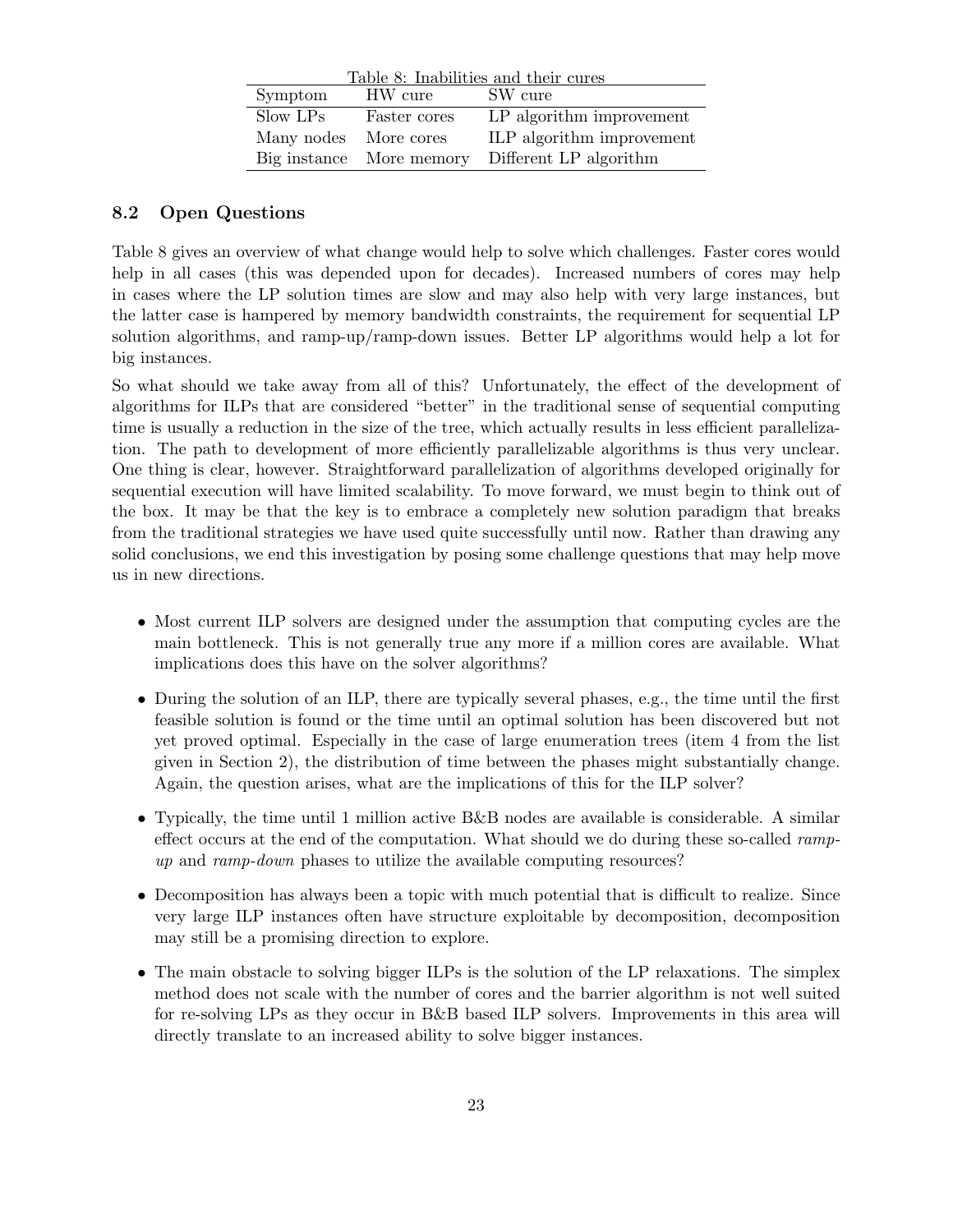Table 8: Inabilities and their cures

| Symptom | HW cure | SW cure |
|---|---|---|
| Slow LPs | Faster cores | LP algorithm improvement |
| Many nodes | More cores | ILP algorithm improvement |
| Big instance | More memory | Different LP algorithm |

### 8.2 Open Questions

Table 8 gives an overview of what change would help to solve which challenges. Faster cores would help in all cases (this was depended upon for decades). Increased numbers of cores may help in cases where the LP solution times are slow and may also help with very large instances, but the latter case is hampered by memory bandwidth constraints, the requirement for sequential LP solution algorithms, and ramp-up/ramp-down issues. Better LP algorithms would help a lot for big instances.

So what should we take away from all of this? Unfortunately, the effect of the development of algorithms for ILPs that are considered "better" in the traditional sense of sequential computing time is usually a reduction in the size of the tree, which actually results in less efficient parallelization. The path to development of more efficiently parallelizable algorithms is thus very unclear. One thing is clear, however. Straightforward parallelization of algorithms developed originally for sequential execution will have limited scalability. To move forward, we must begin to think out of the box. It may be that the key is to embrace a completely new solution paradigm that breaks from the traditional strategies we have used quite successfully until now. Rather than drawing any solid conclusions, we end this investigation by posing some challenge questions that may help move us in new directions.

- Most current ILP solvers are designed under the assumption that computing cycles are the main bottleneck. This is not generally true any more if a million cores are available. What implications does this have on the solver algorithms?
- During the solution of an ILP, there are typically several phases, e.g., the time until the first feasible solution is found or the time until an optimal solution has been discovered but not yet proved optimal. Especially in the case of large enumeration trees (item 4 from the list given in Section 2), the distribution of time between the phases might substantially change. Again, the question arises, what are the implications of this for the ILP solver?
- Typically, the time until 1 million active B&B nodes are available is considerable. A similar effect occurs at the end of the computation. What should we do during these so-called *ramp-up* and *ramp-down* phases to utilize the available computing resources?
- Decomposition has always been a topic with much potential that is difficult to realize. Since very large ILP instances often have structure exploitable by decomposition, decomposition may still be a promising direction to explore.
- The main obstacle to solving bigger ILPs is the solution of the LP relaxations. The simplex method does not scale with the number of cores and the barrier algorithm is not well suited for re-solving LPs as they occur in B&B based ILP solvers. Improvements in this area will directly translate to an increased ability to solve bigger instances.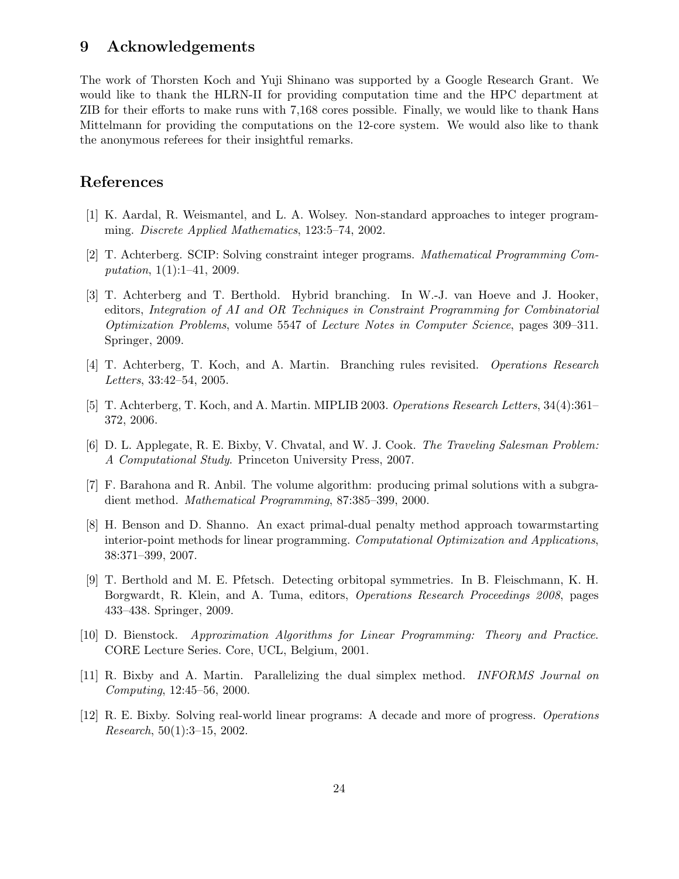## 9 Acknowledgements

The work of Thorsten Koch and Yuji Shinano was supported by a Google Research Grant. We would like to thank the HLRN-II for providing computation time and the HPC department at ZIB for their efforts to make runs with 7,168 cores possible. Finally, we would like to thank Hans Mittelmann for providing the computations on the 12-core system. We would also like to thank the anonymous referees for their insightful remarks.

## References

[1] K. Aardal, R. Weismantel, and L. A. Wolsey. Non-standard approaches to integer programming. *Discrete Applied Mathematics*, 123:5–74, 2002.

[2] T. Achterberg. SCIP: Solving constraint integer programs. *Mathematical Programming Computation*, 1(1):1–41, 2009.

[3] T. Achterberg and T. Berthold. Hybrid branching. In W.-J. van Hoeve and J. Hooker, editors, *Integration of AI and OR Techniques in Constraint Programming for Combinatorial Optimization Problems*, volume 5547 of *Lecture Notes in Computer Science*, pages 309–311. Springer, 2009.

[4] T. Achterberg, T. Koch, and A. Martin. Branching rules revisited. *Operations Research Letters*, 33:42–54, 2005.

[5] T. Achterberg, T. Koch, and A. Martin. MIPLIB 2003. *Operations Research Letters*, 34(4):361–372, 2006.

[6] D. L. Applegate, R. E. Bixby, V. Chvatal, and W. J. Cook. *The Traveling Salesman Problem: A Computational Study*. Princeton University Press, 2007.

[7] F. Barahona and R. Anbil. The volume algorithm: producing primal solutions with a subgradient method. *Mathematical Programming*, 87:385–399, 2000.

[8] H. Benson and D. Shanno. An exact primal-dual penalty method approach towarmstarting interior-point methods for linear programming. *Computational Optimization and Applications*, 38:371–399, 2007.

[9] T. Berthold and M. E. Pfetsch. Detecting orbitopal symmetries. In B. Fleischmann, K. H. Borgwardt, R. Klein, and A. Tuma, editors, *Operations Research Proceedings 2008*, pages 433–438. Springer, 2009.

[10] D. Bienstock. *Approximation Algorithms for Linear Programming: Theory and Practice*. CORE Lecture Series. Core, UCL, Belgium, 2001.

[11] R. Bixby and A. Martin. Parallelizing the dual simplex method. *INFORMS Journal on Computing*, 12:45–56, 2000.

[12] R. E. Bixby. Solving real-world linear programs: A decade and more of progress. *Operations Research*, 50(1):3–15, 2002.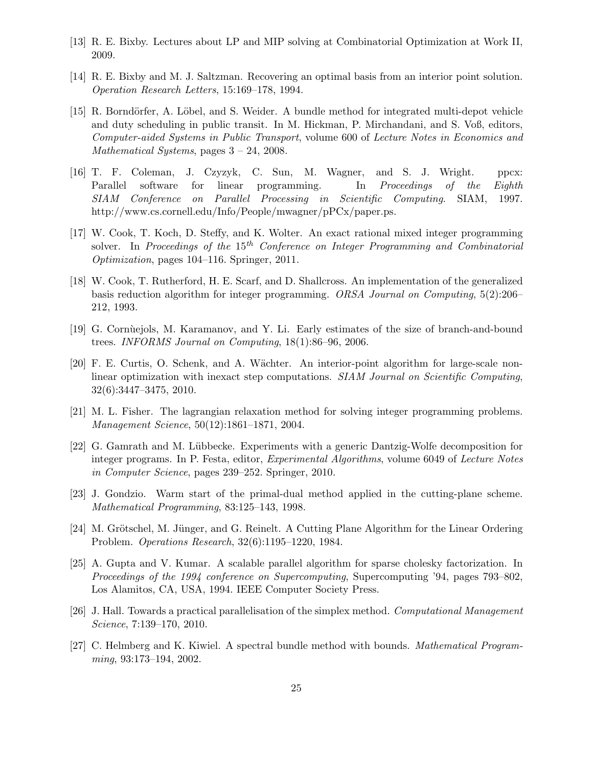[13] R. E. Bixby. Lectures about LP and MIP solving at Combinatorial Optimization at Work II, 2009.

[14] R. E. Bixby and M. J. Saltzman. Recovering an optimal basis from an interior point solution. *Operation Research Letters*, 15:169–178, 1994.

[15] R. Borndörfer, A. Löbel, and S. Weider. A bundle method for integrated multi-depot vehicle and duty scheduling in public transit. In M. Hickman, P. Mirchandani, and S. Voß, editors, *Computer-aided Systems in Public Transport*, volume 600 of *Lecture Notes in Economics and Mathematical Systems*, pages 3 – 24, 2008.

[16] T. F. Coleman, J. Czyzyk, C. Sun, M. Wagner, and S. J. Wright. ppcx: Parallel software for linear programming. In *Proceedings of the Eighth SIAM Conference on Parallel Processing in Scientific Computing*. SIAM, 1997. http://www.cs.cornell.edu/Info/People/mwagner/pPCx/paper.ps.

[17] W. Cook, T. Koch, D. Steffy, and K. Wolter. An exact rational mixed integer programming solver. In *Proceedings of the 15th Conference on Integer Programming and Combinatorial Optimization*, pages 104–116. Springer, 2011.

[18] W. Cook, T. Rutherford, H. E. Scarf, and D. Shallcross. An implementation of the generalized basis reduction algorithm for integer programming. *ORSA Journal on Computing*, 5(2):206–212, 1993.

[19] G. Cornùejols, M. Karamanov, and Y. Li. Early estimates of the size of branch-and-bound trees. *INFORMS Journal on Computing*, 18(1):86–96, 2006.

[20] F. E. Curtis, O. Schenk, and A. Wächter. An interior-point algorithm for large-scale nonlinear optimization with inexact step computations. *SIAM Journal on Scientific Computing*, 32(6):3447–3475, 2010.

[21] M. L. Fisher. The lagrangian relaxation method for solving integer programming problems. *Management Science*, 50(12):1861–1871, 2004.

[22] G. Gamrath and M. Lübbecke. Experiments with a generic Dantzig-Wolfe decomposition for integer programs. In P. Festa, editor, *Experimental Algorithms*, volume 6049 of *Lecture Notes in Computer Science*, pages 239–252. Springer, 2010.

[23] J. Gondzio. Warm start of the primal-dual method applied in the cutting-plane scheme. *Mathematical Programming*, 83:125–143, 1998.

[24] M. Grötschel, M. Jünger, and G. Reinelt. A Cutting Plane Algorithm for the Linear Ordering Problem. *Operations Research*, 32(6):1195–1220, 1984.

[25] A. Gupta and V. Kumar. A scalable parallel algorithm for sparse cholesky factorization. In *Proceedings of the 1994 conference on Supercomputing*, Supercomputing '94, pages 793–802, Los Alamitos, CA, USA, 1994. IEEE Computer Society Press.

[26] J. Hall. Towards a practical parallelisation of the simplex method. *Computational Management Science*, 7:139–170, 2010.

[27] C. Helmberg and K. Kiwiel. A spectral bundle method with bounds. *Mathematical Programming*, 93:173–194, 2002.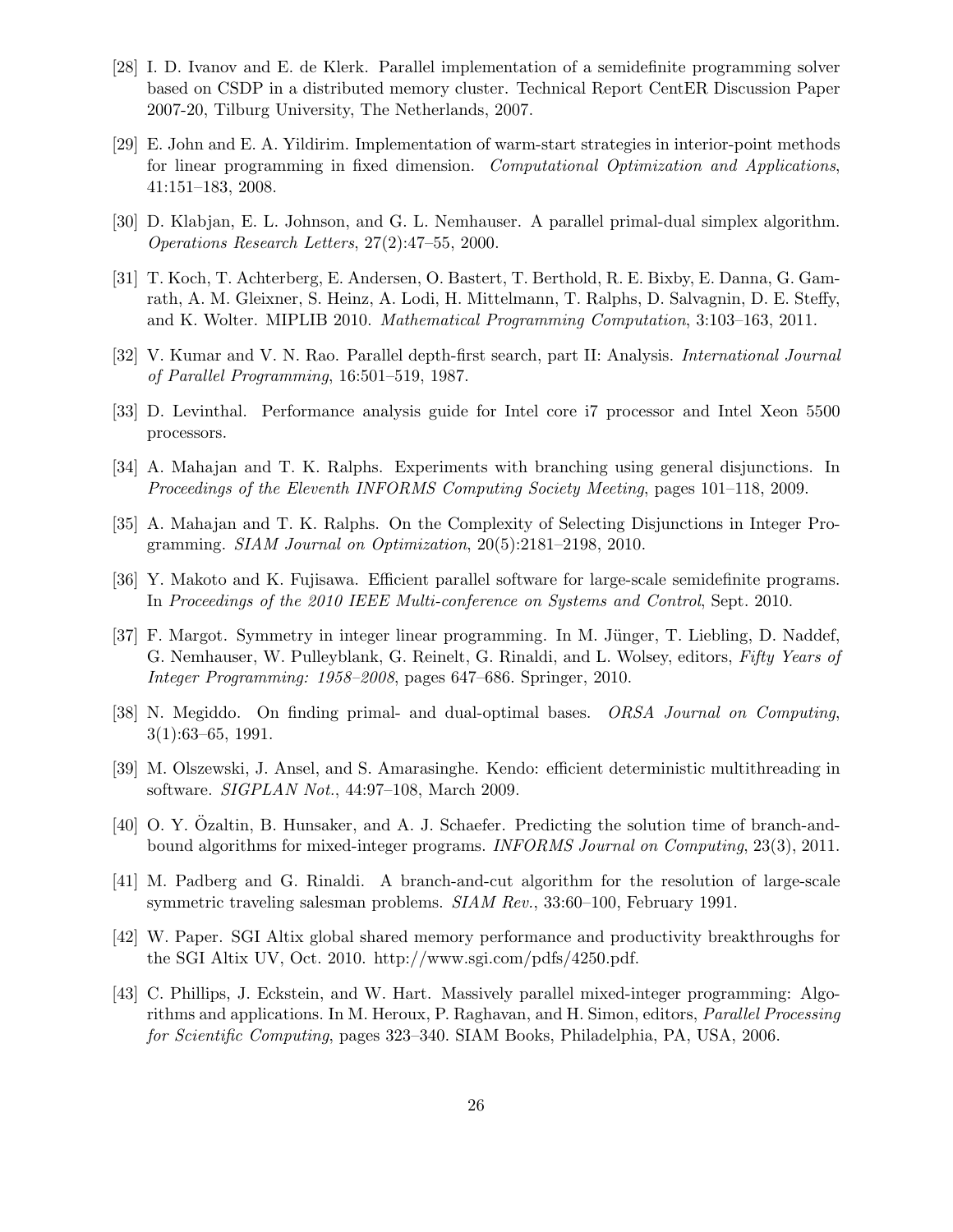[28] I. D. Ivanov and E. de Klerk. Parallel implementation of a semidefinite programming solver based on CSDP in a distributed memory cluster. Technical Report CentER Discussion Paper 2007-20, Tilburg University, The Netherlands, 2007.

[29] E. John and E. A. Yildirim. Implementation of warm-start strategies in interior-point methods for linear programming in fixed dimension. *Computational Optimization and Applications*, 41:151–183, 2008.

[30] D. Klabjan, E. L. Johnson, and G. L. Nemhauser. A parallel primal-dual simplex algorithm. *Operations Research Letters*, 27(2):47–55, 2000.

[31] T. Koch, T. Achterberg, E. Andersen, O. Bastert, T. Berthold, R. E. Bixby, E. Danna, G. Gamrath, A. M. Gleixner, S. Heinz, A. Lodi, H. Mittelmann, T. Ralphs, D. Salvagnin, D. E. Steffy, and K. Wolter. MIPLIB 2010. *Mathematical Programming Computation*, 3:103–163, 2011.

[32] V. Kumar and V. N. Rao. Parallel depth-first search, part II: Analysis. *International Journal of Parallel Programming*, 16:501–519, 1987.

[33] D. Levinthal. Performance analysis guide for Intel core i7 processor and Intel Xeon 5500 processors.

[34] A. Mahajan and T. K. Ralphs. Experiments with branching using general disjunctions. In *Proceedings of the Eleventh INFORMS Computing Society Meeting*, pages 101–118, 2009.

[35] A. Mahajan and T. K. Ralphs. On the Complexity of Selecting Disjunctions in Integer Programming. *SIAM Journal on Optimization*, 20(5):2181–2198, 2010.

[36] Y. Makoto and K. Fujisawa. Efficient parallel software for large-scale semidefinite programs. In *Proceedings of the 2010 IEEE Multi-conference on Systems and Control*, Sept. 2010.

[37] F. Margot. Symmetry in integer linear programming. In M. Jünger, T. Liebling, D. Naddef, G. Nemhauser, W. Pulleyblank, G. Reinelt, G. Rinaldi, and L. Wolsey, editors, *Fifty Years of Integer Programming: 1958–2008*, pages 647–686. Springer, 2010.

[38] N. Megiddo. On finding primal- and dual-optimal bases. *ORSA Journal on Computing*, 3(1):63–65, 1991.

[39] M. Olszewski, J. Ansel, and S. Amarasinghe. Kendo: efficient deterministic multithreading in software. *SIGPLAN Not.*, 44:97–108, March 2009.

[40] O. Y. Özaltin, B. Hunsaker, and A. J. Schaefer. Predicting the solution time of branch-and-bound algorithms for mixed-integer programs. *INFORMS Journal on Computing*, 23(3), 2011.

[41] M. Padberg and G. Rinaldi. A branch-and-cut algorithm for the resolution of large-scale symmetric traveling salesman problems. *SIAM Rev.*, 33:60–100, February 1991.

[42] W. Paper. SGI Altix global shared memory performance and productivity breakthroughs for the SGI Altix UV, Oct. 2010. http://www.sgi.com/pdfs/4250.pdf.

[43] C. Phillips, J. Eckstein, and W. Hart. Massively parallel mixed-integer programming: Algorithms and applications. In M. Heroux, P. Raghavan, and H. Simon, editors, *Parallel Processing for Scientific Computing*, pages 323–340. SIAM Books, Philadelphia, PA, USA, 2006.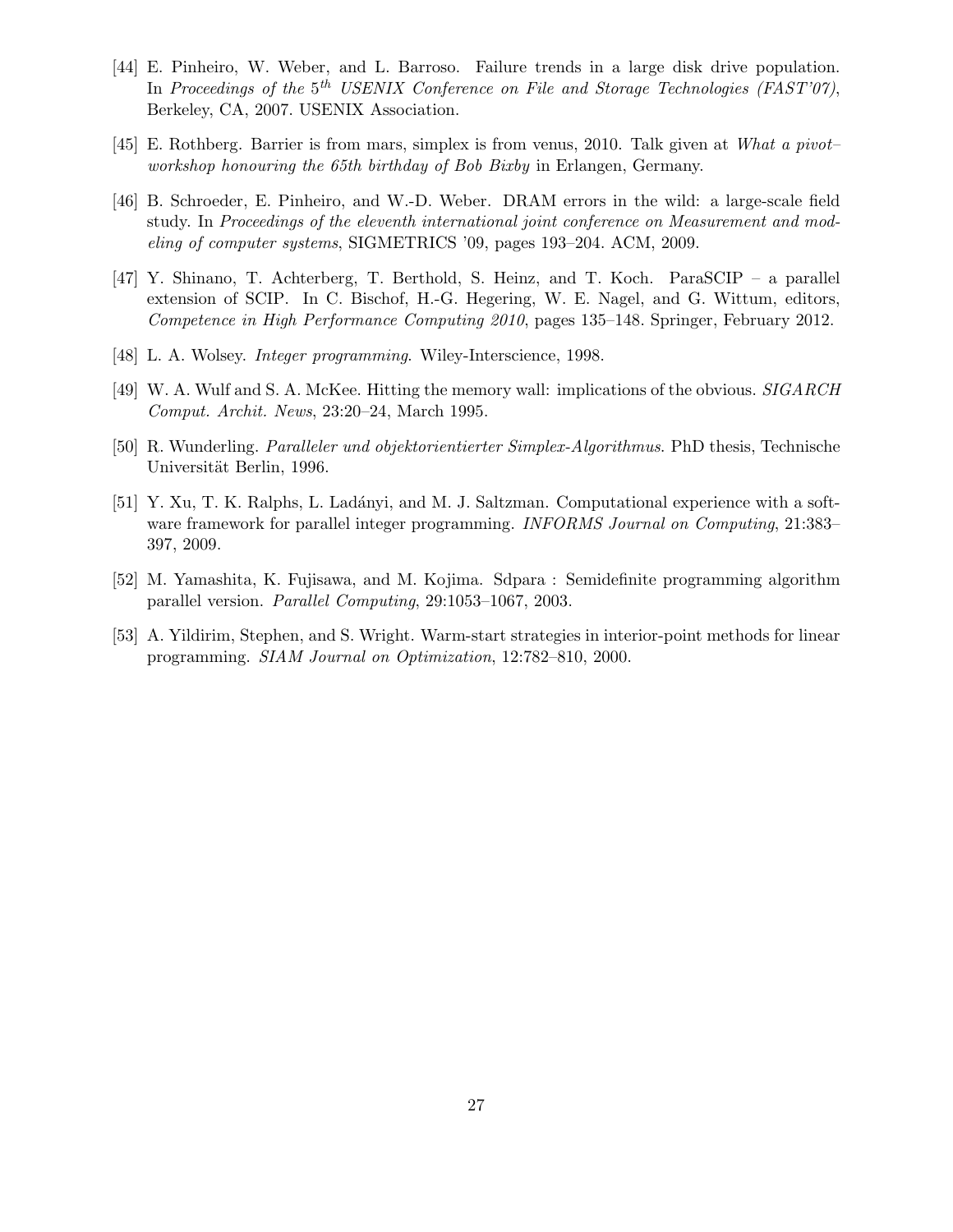[44] E. Pinheiro, W. Weber, and L. Barroso. Failure trends in a large disk drive population. In *Proceedings of the 5$^{th}$ USENIX Conference on File and Storage Technologies (FAST'07)*, Berkeley, CA, 2007. USENIX Association.

[45] E. Rothberg. Barrier is from mars, simplex is from venus, 2010. Talk given at *What a pivot– workshop honouring the 65th birthday of Bob Bixby* in Erlangen, Germany.

[46] B. Schroeder, E. Pinheiro, and W.-D. Weber. DRAM errors in the wild: a large-scale field study. In *Proceedings of the eleventh international joint conference on Measurement and modeling of computer systems*, SIGMETRICS '09, pages 193–204. ACM, 2009.

[47] Y. Shinano, T. Achterberg, T. Berthold, S. Heinz, and T. Koch. ParaSCIP – a parallel extension of SCIP. In C. Bischof, H.-G. Hegering, W. E. Nagel, and G. Wittum, editors, *Competence in High Performance Computing 2010*, pages 135–148. Springer, February 2012.

[48] L. A. Wolsey. *Integer programming*. Wiley-Interscience, 1998.

[49] W. A. Wulf and S. A. McKee. Hitting the memory wall: implications of the obvious. *SIGARCH Comput. Archit. News*, 23:20–24, March 1995.

[50] R. Wunderling. *Paralleler und objektorientierter Simplex-Algorithmus*. PhD thesis, Technische Universität Berlin, 1996.

[51] Y. Xu, T. K. Ralphs, L. Ladányi, and M. J. Saltzman. Computational experience with a software framework for parallel integer programming. *INFORMS Journal on Computing*, 21:383–397, 2009.

[52] M. Yamashita, K. Fujisawa, and M. Kojima. Sdpara : Semidefinite programming algorithm parallel version. *Parallel Computing*, 29:1053–1067, 2003.

[53] A. Yildirim, Stephen, and S. Wright. Warm-start strategies in interior-point methods for linear programming. *SIAM Journal on Optimization*, 12:782–810, 2000.